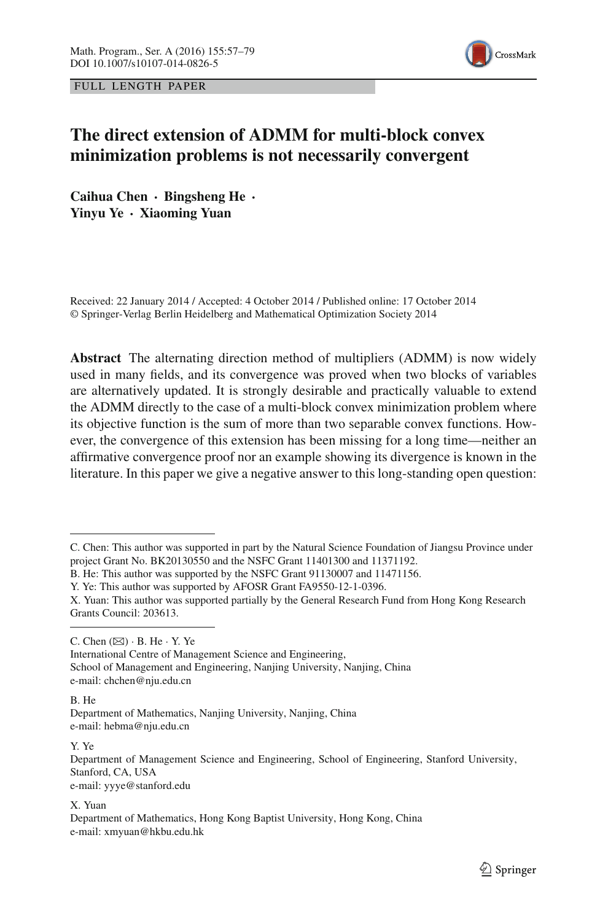FULL LENGTH PAPER

# The direct extension of ADMM for multi-block convex minimization problems is not necessarily convergent

**Caihua Chen · Bingsheng He · Yinyu Ye · Xiaoming Yuan**

Received: 22 January 2014 / Accepted: 4 October 2014 / Published online: 17 October 2014
© Springer-Verlag Berlin Heidelberg and Mathematical Optimization Society 2014

**Abstract** The alternating direction method of multipliers (ADMM) is now widely used in many fields, and its convergence was proved when two blocks of variables are alternatively updated. It is strongly desirable and practically valuable to extend the ADMM directly to the case of a multi-block convex minimization problem where its objective function is the sum of more than two separable convex functions. However, the convergence of this extension has been missing for a long time—neither an affirmative convergence proof nor an example showing its divergence is known in the literature. In this paper we give a negative answer to this long-standing open question:

---

C. Chen: This author was supported in part by the Natural Science Foundation of Jiangsu Province under project Grant No. BK20130550 and the NSFC Grant 11401300 and 11371192.

B. He: This author was supported by the NSFC Grant 91130007 and 11471156.

Y. Ye: This author was supported by AFOSR Grant FA9550-12-1-0396.

X. Yuan: This author was supported partially by the General Research Fund from Hong Kong Research Grants Council: 203613.

---

C. Chen (✉) · B. He · Y. Ye
International Centre of Management Science and Engineering,
School of Management and Engineering, Nanjing University, Nanjing, China
e-mail: chchen@nju.edu.cn

B. He
Department of Mathematics, Nanjing University, Nanjing, China
e-mail: hebma@nju.edu.cn

Y. Ye
Department of Management Science and Engineering, School of Engineering, Stanford University, Stanford, CA, USA
e-mail: yyye@stanford.edu

X. Yuan
Department of Mathematics, Hong Kong Baptist University, Hong Kong, China
e-mail: xmyuan@hkbu.edu.hk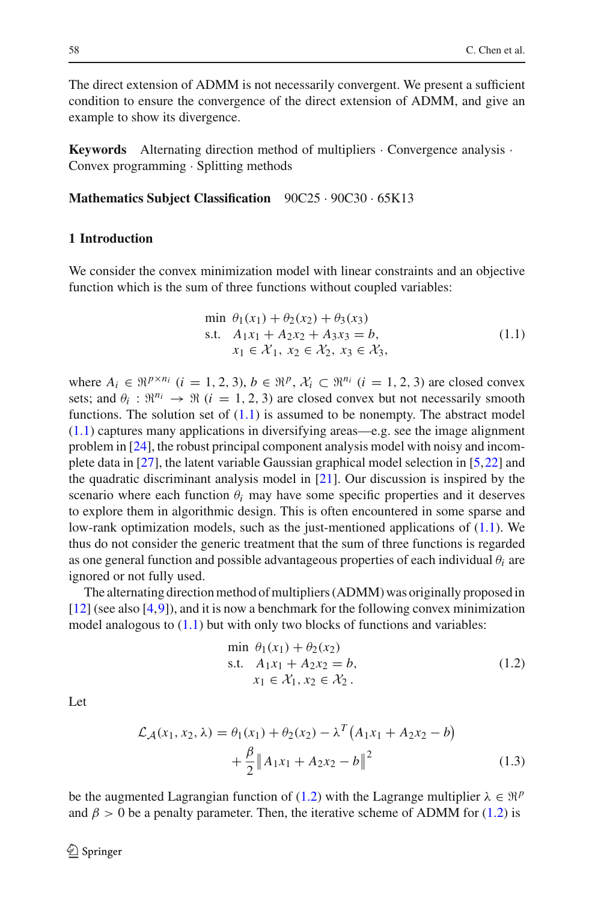The direct extension of ADMM is not necessarily convergent. We present a sufficient condition to ensure the convergence of the direct extension of ADMM, and give an example to show its divergence.

**Keywords** Alternating direction method of multipliers · Convergence analysis · Convex programming · Splitting methods

**Mathematics Subject Classification** 90C25 · 90C30 · 65K13

## 1 Introduction

We consider the convex minimization model with linear constraints and an objective function which is the sum of three functions without coupled variables:

$$
\begin{array}{ll}
\min & \theta_1(x_1) + \theta_2(x_2) + \theta_3(x_3) \\
\text{s.t.} & A_1 x_1 + A_2 x_2 + A_3 x_3 = b, \\
& x_1 \in \mathcal{X}_1,\ x_2 \in \mathcal{X}_2,\ x_3 \in \mathcal{X}_3,
\end{array}
\tag{1.1}
$$

where $A_i \in \Re^{p \times n_i}$ $(i = 1, 2, 3)$, $b \in \Re^p$, $\mathcal{X}_i \subset \Re^{n_i}$ $(i = 1, 2, 3)$ are closed convex sets; and $\theta_i : \Re^{n_i} \to \Re$ $(i = 1, 2, 3)$ are closed convex but not necessarily smooth functions. The solution set of (1.1) is assumed to be nonempty. The abstract model (1.1) captures many applications in diversifying areas—e.g. see the image alignment problem in [24], the robust principal component analysis model with noisy and incomplete data in [27], the latent variable Gaussian graphical model selection in [5,22] and the quadratic discriminant analysis model in [21]. Our discussion is inspired by the scenario where each function $\theta_i$ may have some specific properties and it deserves to explore them in algorithmic design. This is often encountered in some sparse and low-rank optimization models, such as the just-mentioned applications of (1.1). We thus do not consider the generic treatment that the sum of three functions is regarded as one general function and possible advantageous properties of each individual $\theta_i$ are ignored or not fully used.

The alternating direction method of multipliers (ADMM) was originally proposed in [12] (see also [4,9]), and it is now a benchmark for the following convex minimization model analogous to (1.1) but with only two blocks of functions and variables:

$$
\begin{array}{ll}
\min & \theta_1(x_1) + \theta_2(x_2) \\
\text{s.t.} & A_1 x_1 + A_2 x_2 = b, \\
& x_1 \in \mathcal{X}_1, x_2 \in \mathcal{X}_2 .
\end{array}
\tag{1.2}
$$

Let

$$
\begin{aligned}
\mathcal{L}_{\mathcal{A}}(x_1, x_2, \lambda) = \theta_1(x_1) + \theta_2(x_2) - \lambda^T \big(A_1 x_1 + A_2 x_2 - b\big) \\
+ \frac{\beta}{2} \big\| A_1 x_1 + A_2 x_2 - b \big\|^2
\end{aligned}
\tag{1.3}
$$

be the augmented Lagrangian function of (1.2) with the Lagrange multiplier $\lambda \in \Re^p$ and $\beta > 0$ be a penalty parameter. Then, the iterative scheme of ADMM for (1.2) is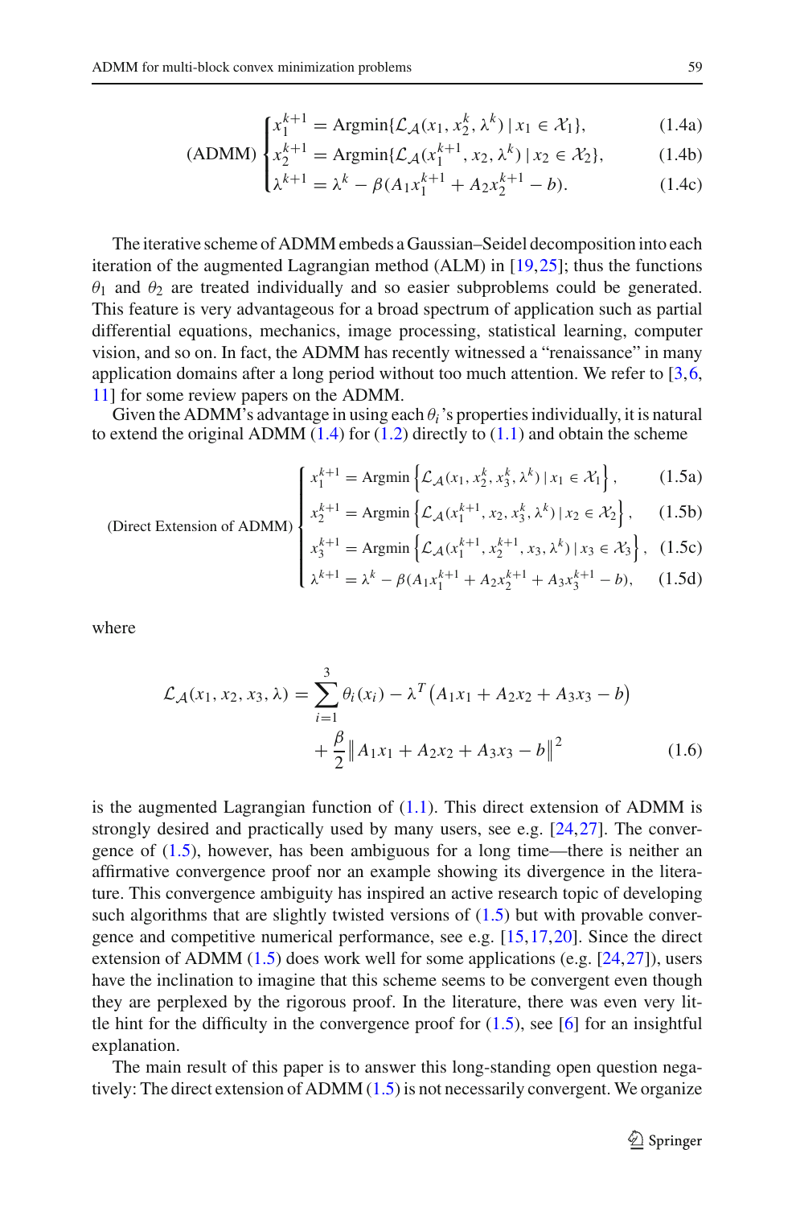$$
\text{(ADMM)} \begin{cases} x_1^{k+1} = \text{Argmin}\{\mathcal{L}_{\mathcal{A}}(x_1, x_2^k, \lambda^k) \mid x_1 \in \mathcal{X}_1\}, & \text{(1.4a)} \\ x_2^{k+1} = \text{Argmin}\{\mathcal{L}_{\mathcal{A}}(x_1^{k+1}, x_2, \lambda^k) \mid x_2 \in \mathcal{X}_2\}, & \text{(1.4b)} \\ \lambda^{k+1} = \lambda^k - \beta(A_1 x_1^{k+1} + A_2 x_2^{k+1} - b). & \text{(1.4c)} \end{cases}
$$

The iterative scheme of ADMM embeds a Gaussian–Seidel decomposition into each iteration of the augmented Lagrangian method (ALM) in [19,25]; thus the functions $\theta_1$ and $\theta_2$ are treated individually and so easier subproblems could be generated. This feature is very advantageous for a broad spectrum of application such as partial differential equations, mechanics, image processing, statistical learning, computer vision, and so on. In fact, the ADMM has recently witnessed a "renaissance" in many application domains after a long period without too much attention. We refer to [3,6, 11] for some review papers on the ADMM.

Given the ADMM's advantage in using each $\theta_i$'s properties individually, it is natural to extend the original ADMM (1.4) for (1.2) directly to (1.1) and obtain the scheme

$$
\text{(Direct Extension of ADMM)} \begin{cases} x_1^{k+1} = \text{Argmin}\left\{\mathcal{L}_{\mathcal{A}}(x_1, x_2^k, x_3^k, \lambda^k) \mid x_1 \in \mathcal{X}_1\right\}, & \text{(1.5a)} \\ x_2^{k+1} = \text{Argmin}\left\{\mathcal{L}_{\mathcal{A}}(x_1^{k+1}, x_2, x_3^k, \lambda^k) \mid x_2 \in \mathcal{X}_2\right\}, & \text{(1.5b)} \\ x_3^{k+1} = \text{Argmin}\left\{\mathcal{L}_{\mathcal{A}}(x_1^{k+1}, x_2^{k+1}, x_3, \lambda^k) \mid x_3 \in \mathcal{X}_3\right\}, & \text{(1.5c)} \\ \lambda^{k+1} = \lambda^k - \beta(A_1 x_1^{k+1} + A_2 x_2^{k+1} + A_3 x_3^{k+1} - b), & \text{(1.5d)} \end{cases}
$$

where

$$
\mathcal{L}_{\mathcal{A}}(x_1, x_2, x_3, \lambda) = \sum_{i=1}^{3} \theta_i(x_i) - \lambda^T\left(A_1 x_1 + A_2 x_2 + A_3 x_3 - b\right) + \frac{\beta}{2}\left\|A_1 x_1 + A_2 x_2 + A_3 x_3 - b\right\|^2 \tag{1.6}
$$

is the augmented Lagrangian function of (1.1). This direct extension of ADMM is strongly desired and practically used by many users, see e.g. [24,27]. The convergence of (1.5), however, has been ambiguous for a long time—there is neither an affirmative convergence proof nor an example showing its divergence in the literature. This convergence ambiguity has inspired an active research topic of developing such algorithms that are slightly twisted versions of (1.5) but with provable convergence and competitive numerical performance, see e.g. [15,17,20]. Since the direct extension of ADMM (1.5) does work well for some applications (e.g. [24,27]), users have the inclination to imagine that this scheme seems to be convergent even though they are perplexed by the rigorous proof. In the literature, there was even very little hint for the difficulty in the convergence proof for (1.5), see [6] for an insightful explanation.

The main result of this paper is to answer this long-standing open question negatively: The direct extension of ADMM (1.5) is not necessarily convergent. We organize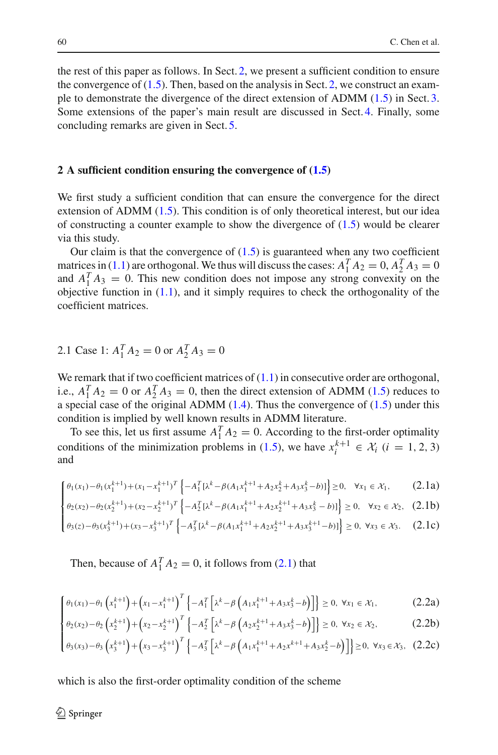the rest of this paper as follows. In Sect. 2, we present a sufficient condition to ensure the convergence of (1.5). Then, based on the analysis in Sect. 2, we construct an example to demonstrate the divergence of the direct extension of ADMM (1.5) in Sect. 3. Some extensions of the paper's main result are discussed in Sect. 4. Finally, some concluding remarks are given in Sect. 5.

## 2 A sufficient condition ensuring the convergence of (1.5)

We first study a sufficient condition that can ensure the convergence for the direct extension of ADMM (1.5). This condition is of only theoretical interest, but our idea of constructing a counter example to show the divergence of (1.5) would be clearer via this study.

Our claim is that the convergence of (1.5) is guaranteed when any two coefficient matrices in (1.1) are orthogonal. We thus will discuss the cases: $A_1^T A_2 = 0$, $A_2^T A_3 = 0$ and $A_1^T A_3 = 0$. This new condition does not impose any strong convexity on the objective function in (1.1), and it simply requires to check the orthogonality of the coefficient matrices.

### 2.1 Case 1: $A_1^T A_2 = 0$ or $A_2^T A_3 = 0$

We remark that if two coefficient matrices of (1.1) in consecutive order are orthogonal, i.e., $A_1^T A_2 = 0$ or $A_2^T A_3 = 0$, then the direct extension of ADMM (1.5) reduces to a special case of the original ADMM (1.4). Thus the convergence of (1.5) under this condition is implied by well known results in ADMM literature.

To see this, let us first assume $A_1^T A_2 = 0$. According to the first-order optimality conditions of the minimization problems in (1.5), we have $x_i^{k+1} \in \mathcal{X}_i$ $(i = 1, 2, 3)$ and

$$
\begin{cases}
\theta_1(x_1) - \theta_1(x_1^{k+1}) + (x_1 - x_1^{k+1})^T \left\{ -A_1^T [\lambda^k - \beta(A_1 x_1^{k+1} + A_2 x_2^k + A_3 x_3^k - b)] \right\} \geq 0, \quad \forall x_1 \in \mathcal{X}_1, & \text{(2.1a)} \\
\theta_2(x_2) - \theta_2(x_2^{k+1}) + (x_2 - x_2^{k+1})^T \left\{ -A_2^T [\lambda^k - \beta(A_1 x_1^{k+1} + A_2 x_2^{k+1} + A_3 x_3^k - b)] \right\} \geq 0, \quad \forall x_2 \in \mathcal{X}_2, & \text{(2.1b)} \\
\theta_3(z) - \theta_3(x_3^{k+1}) + (x_3 - x_3^{k+1})^T \left\{ -A_3^T [\lambda^k - \beta(A_1 x_1^{k+1} + A_2 x_2^{k+1} + A_3 x_3^{k+1} - b)] \right\} \geq 0, \; \forall x_3 \in \mathcal{X}_3. & \text{(2.1c)}
\end{cases}
$$

Then, because of $A_1^T A_2 = 0$, it follows from (2.1) that

$$
\begin{cases}
\theta_1(x_1) - \theta_1\left(x_1^{k+1}\right) + \left(x_1 - x_1^{k+1}\right)^T \left\{ -A_1^T \left[ \lambda^k - \beta\left( A_1 x_1^{k+1} + A_3 x_3^k - b \right) \right] \right\} \geq 0, \; \forall x_1 \in \mathcal{X}_1, & \text{(2.2a)} \\
\theta_2(x_2) - \theta_2\left(x_2^{k+1}\right) + \left(x_2 - x_2^{k+1}\right)^T \left\{ -A_2^T \left[ \lambda^k - \beta\left( A_2 x_2^{k+1} + A_3 x_3^k - b \right) \right] \right\} \geq 0, \; \forall x_2 \in \mathcal{X}_2, & \text{(2.2b)} \\
\theta_3(x_3) - \theta_3\left(x_3^{k+1}\right) + \left(x_3 - x_3^{k+1}\right)^T \left\{ -A_3^T \left[ \lambda^k - \beta\left( A_1 x_1^{k+1} + A_2 x^{k+1} + A_3 x_2^k - b \right) \right] \right\} \geq 0, \; \forall x_3 \in \mathcal{X}_3, & \text{(2.2c)}
\end{cases}
$$

which is also the first-order optimality condition of the scheme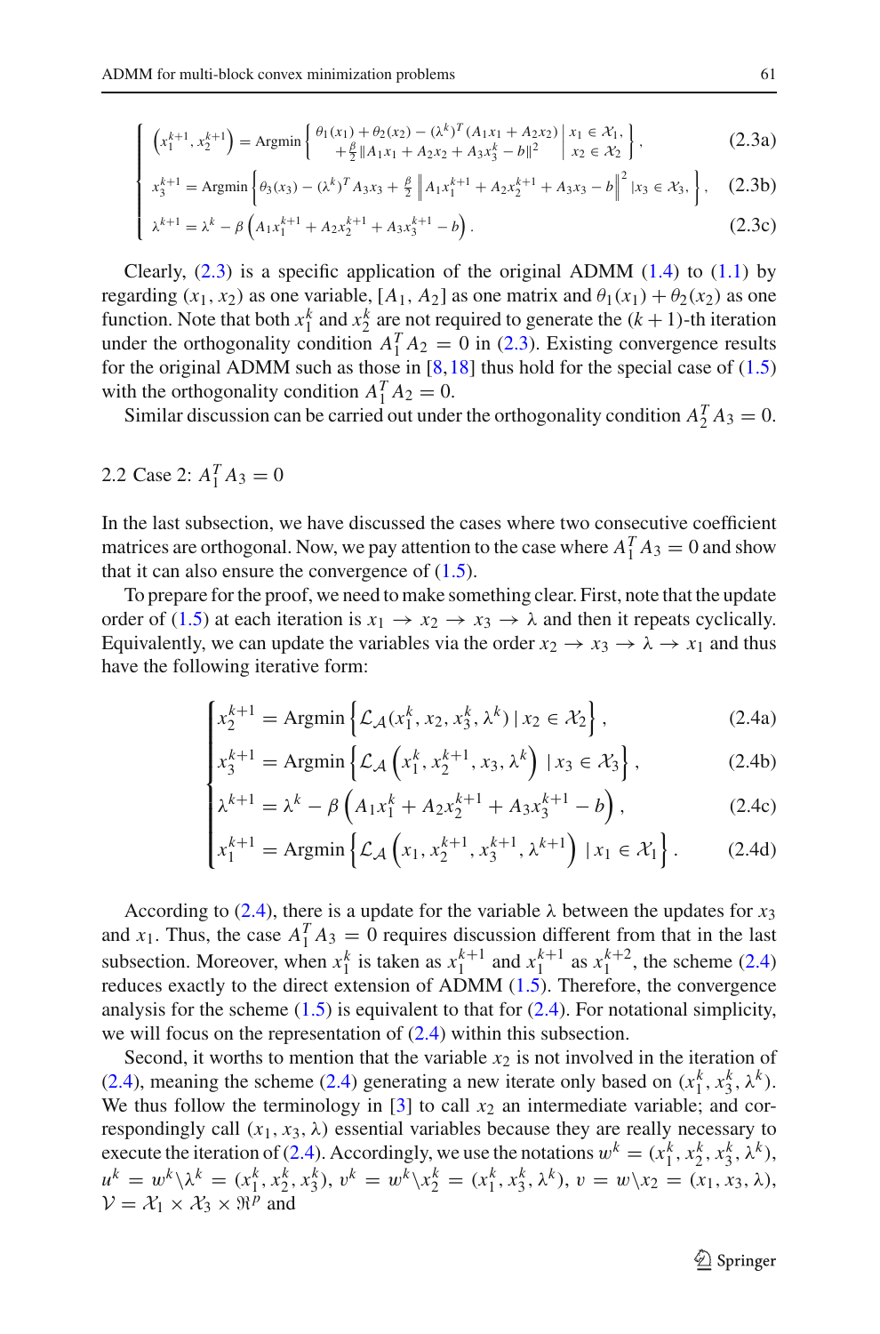$$
\begin{cases}
\left(x_1^{k+1}, x_2^{k+1}\right) = \text{Argmin}\left\{ \begin{array}{l} \theta_1(x_1) + \theta_2(x_2) - (\lambda^k)^T(A_1x_1 + A_2x_2) \\ +\frac{\beta}{2}\|A_1x_1 + A_2x_2 + A_3x_3^k - b\|^2 \end{array} \middle| \begin{array}{l} x_1 \in \mathcal{X}_1, \\ x_2 \in \mathcal{X}_2 \end{array} \right\}, & \text{(2.3a)} \\
x_3^{k+1} = \text{Argmin}\left\{ \theta_3(x_3) - (\lambda^k)^T A_3x_3 + \frac{\beta}{2}\left\|A_1x_1^{k+1} + A_2x_2^{k+1} + A_3x_3 - b\right\|^2 | x_3 \in \mathcal{X}_3, \right\}, & \text{(2.3b)} \\
\lambda^{k+1} = \lambda^k - \beta\left(A_1x_1^{k+1} + A_2x_2^{k+1} + A_3x_3^{k+1} - b\right). & \text{(2.3c)}
\end{cases}
$$

Clearly, (2.3) is a specific application of the original ADMM (1.4) to (1.1) by regarding $(x_1, x_2)$ as one variable, $[A_1, A_2]$ as one matrix and $\theta_1(x_1) + \theta_2(x_2)$ as one function. Note that both $x_1^k$ and $x_2^k$ are not required to generate the $(k+1)$-th iteration under the orthogonality condition $A_1^T A_2 = 0$ in (2.3). Existing convergence results for the original ADMM such as those in [8,18] thus hold for the special case of (1.5) with the orthogonality condition $A_1^T A_2 = 0$.

Similar discussion can be carried out under the orthogonality condition $A_2^T A_3 = 0$.

### 2.2 Case 2: $A_1^T A_3 = 0$

In the last subsection, we have discussed the cases where two consecutive coefficient matrices are orthogonal. Now, we pay attention to the case where $A_1^T A_3 = 0$ and show that it can also ensure the convergence of (1.5).

To prepare for the proof, we need to make something clear. First, note that the update order of (1.5) at each iteration is $x_1 \to x_2 \to x_3 \to \lambda$ and then it repeats cyclically. Equivalently, we can update the variables via the order $x_2 \to x_3 \to \lambda \to x_1$ and thus have the following iterative form:

$$
\begin{cases}
x_2^{k+1} = \text{Argmin}\left\{\mathcal{L}_{\mathcal{A}}(x_1^k, x_2, x_3^k, \lambda^k) \,|\, x_2 \in \mathcal{X}_2\right\}, & \text{(2.4a)} \\
x_3^{k+1} = \text{Argmin}\left\{\mathcal{L}_{\mathcal{A}}\left(x_1^k, x_2^{k+1}, x_3, \lambda^k\right) \,|\, x_3 \in \mathcal{X}_3\right\}, & \text{(2.4b)} \\
\lambda^{k+1} = \lambda^k - \beta\left(A_1x_1^k + A_2x_2^{k+1} + A_3x_3^{k+1} - b\right), & \text{(2.4c)} \\
x_1^{k+1} = \text{Argmin}\left\{\mathcal{L}_{\mathcal{A}}\left(x_1, x_2^{k+1}, x_3^{k+1}, \lambda^{k+1}\right) \,|\, x_1 \in \mathcal{X}_1\right\}. & \text{(2.4d)}
\end{cases}
$$

According to (2.4), there is a update for the variable $\lambda$ between the updates for $x_3$ and $x_1$. Thus, the case $A_1^T A_3 = 0$ requires discussion different from that in the last subsection. Moreover, when $x_1^k$ is taken as $x_1^{k+1}$ and $x_1^{k+1}$ as $x_1^{k+2}$, the scheme (2.4) reduces exactly to the direct extension of ADMM (1.5). Therefore, the convergence analysis for the scheme (1.5) is equivalent to that for (2.4). For notational simplicity, we will focus on the representation of (2.4) within this subsection.

Second, it worths to mention that the variable $x_2$ is not involved in the iteration of (2.4), meaning the scheme (2.4) generating a new iterate only based on $(x_1^k, x_3^k, \lambda^k)$. We thus follow the terminology in [3] to call $x_2$ an intermediate variable; and correspondingly call $(x_1, x_3, \lambda)$ essential variables because they are really necessary to execute the iteration of (2.4). Accordingly, we use the notations $w^k = (x_1^k, x_2^k, x_3^k, \lambda^k)$, $u^k = w^k \backslash \lambda^k = (x_1^k, x_2^k, x_3^k)$, $v^k = w^k \backslash x_2^k = (x_1^k, x_3^k, \lambda^k)$, $v = w \backslash x_2 = (x_1, x_3, \lambda)$, $\mathcal{V} = \mathcal{X}_1 \times \mathcal{X}_3 \times \Re^p$ and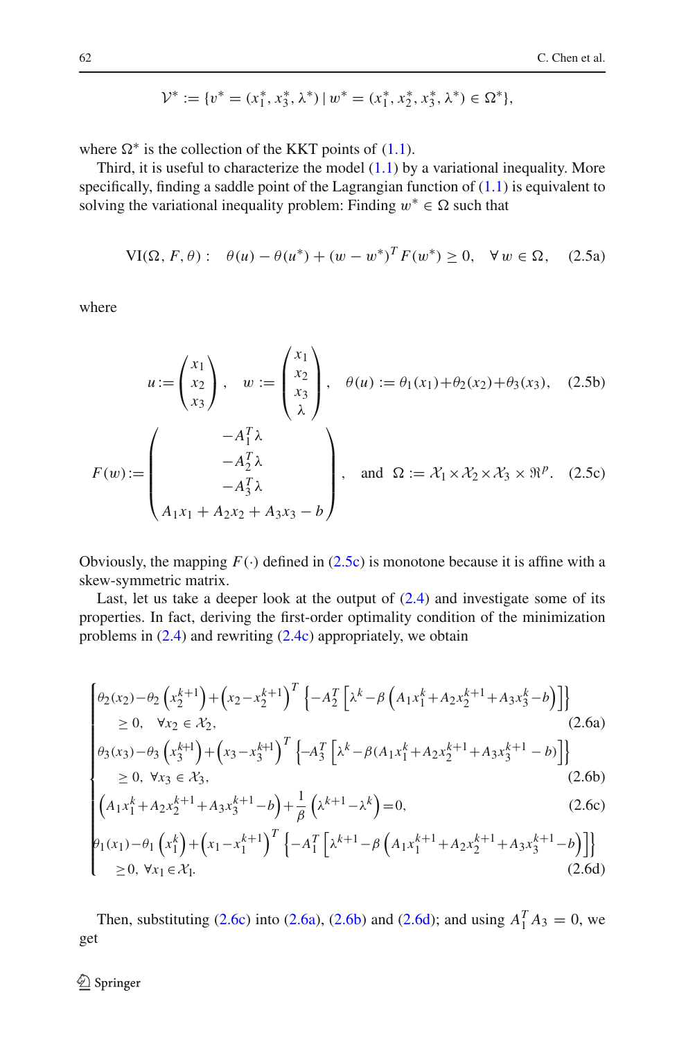$$\mathcal{V}^* := \{v^* = (x_1^*, x_3^*, \lambda^*) \mid w^* = (x_1^*, x_2^*, x_3^*, \lambda^*) \in \Omega^*\},$$

where $\Omega^*$ is the collection of the KKT points of (1.1).

Third, it is useful to characterize the model (1.1) by a variational inequality. More specifically, finding a saddle point of the Lagrangian function of (1.1) is equivalent to solving the variational inequality problem: Finding $w^* \in \Omega$ such that

$$\text{VI}(\Omega, F, \theta): \quad \theta(u) - \theta(u^*) + (w - w^*)^T F(w^*) \geq 0, \quad \forall\, w \in \Omega, \tag{2.5a}$$

where

$$u := \begin{pmatrix} x_1 \\ x_2 \\ x_3 \end{pmatrix}, \quad w := \begin{pmatrix} x_1 \\ x_2 \\ x_3 \\ \lambda \end{pmatrix}, \quad \theta(u) := \theta_1(x_1) + \theta_2(x_2) + \theta_3(x_3), \tag{2.5b}$$

$$F(w) := \begin{pmatrix} -A_1^T \lambda \\ -A_2^T \lambda \\ -A_3^T \lambda \\ A_1 x_1 + A_2 x_2 + A_3 x_3 - b \end{pmatrix}, \quad \text{and} \quad \Omega := \mathcal{X}_1 \times \mathcal{X}_2 \times \mathcal{X}_3 \times \Re^p. \tag{2.5c}$$

Obviously, the mapping $F(\cdot)$ defined in (2.5c) is monotone because it is affine with a skew-symmetric matrix.

Last, let us take a deeper look at the output of (2.4) and investigate some of its properties. In fact, deriving the first-order optimality condition of the minimization problems in (2.4) and rewriting (2.4c) appropriately, we obtain

$$\begin{cases} \theta_2(x_2) - \theta_2\left(x_2^{k+1}\right) + \left(x_2 - x_2^{k+1}\right)^T \left\{-A_2^T \left[\lambda^k - \beta\left(A_1 x_1^k + A_2 x_2^{k+1} + A_3 x_3^k - b\right)\right]\right\} \\ \quad \geq 0, \quad \forall x_2 \in \mathcal{X}_2, & \text{(2.6a)} \\ \theta_3(x_3) - \theta_3\left(x_3^{k+1}\right) + \left(x_3 - x_3^{k+1}\right)^T \left\{-A_3^T \left[\lambda^k - \beta(A_1 x_1^k + A_2 x_2^{k+1} + A_3 x_3^{k+1} - b)\right]\right\} \\ \quad \geq 0, \quad \forall x_3 \in \mathcal{X}_3, & \text{(2.6b)} \\ \left(A_1 x_1^k + A_2 x_2^{k+1} + A_3 x_3^{k+1} - b\right) + \frac{1}{\beta}\left(\lambda^{k+1} - \lambda^k\right) = 0, & \text{(2.6c)} \\ \theta_1(x_1) - \theta_1\left(x_1^k\right) + \left(x_1 - x_1^{k+1}\right)^T \left\{-A_1^T \left[\lambda^{k+1} - \beta\left(A_1 x_1^{k+1} + A_2 x_2^{k+1} + A_3 x_3^{k+1} - b\right)\right]\right\} \\ \quad \geq 0, \ \forall x_1 \in \mathcal{X}_1. & \text{(2.6d)} \end{cases}$$

Then, substituting (2.6c) into (2.6a), (2.6b) and (2.6d); and using $A_1^T A_3 = 0$, we get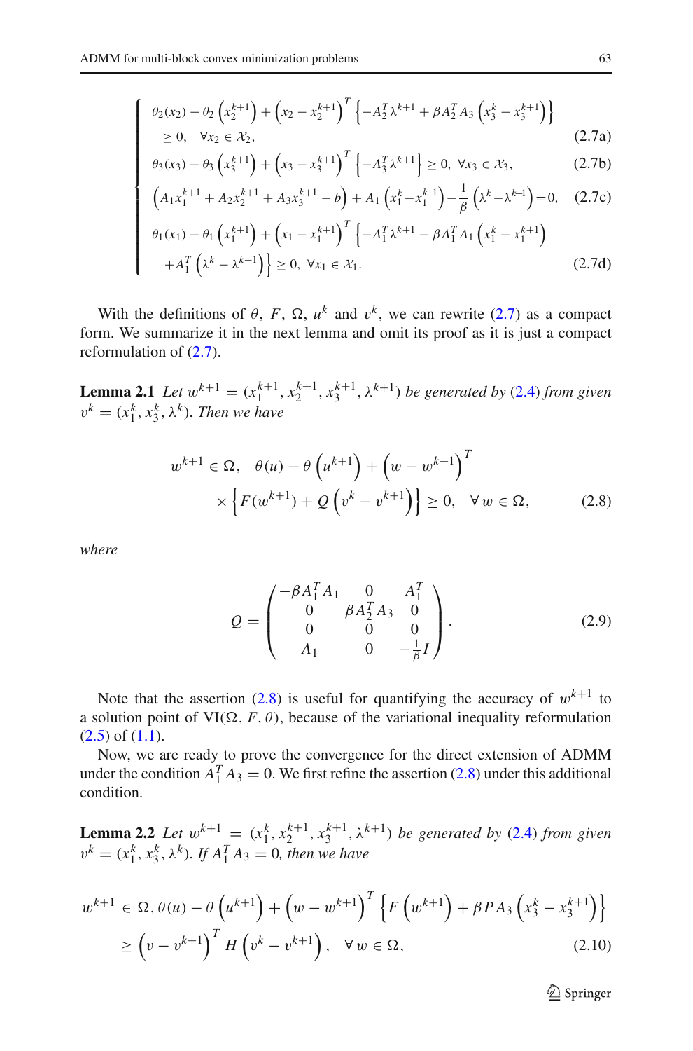$$
\left\{
\begin{array}{ll}
\theta_2(x_2) - \theta_2\left(x_2^{k+1}\right) + \left(x_2 - x_2^{k+1}\right)^T \left\{-A_2^T\lambda^{k+1} + \beta A_2^T A_3\left(x_3^k - x_3^{k+1}\right)\right\} & \\
\quad \geq 0, \quad \forall x_2 \in \mathcal{X}_2, & \text{(2.7a)} \\
\theta_3(x_3) - \theta_3\left(x_3^{k+1}\right) + \left(x_3 - x_3^{k+1}\right)^T \left\{-A_3^T\lambda^{k+1}\right\} \geq 0, \ \forall x_3 \in \mathcal{X}_3, & \text{(2.7b)} \\
\left(A_1x_1^{k+1} + A_2x_2^{k+1} + A_3x_3^{k+1} - b\right) + A_1\left(x_1^k - x_1^{k+1}\right) - \frac{1}{\beta}\left(\lambda^k - \lambda^{k+1}\right) = 0, & \text{(2.7c)} \\
\theta_1(x_1) - \theta_1\left(x_1^{k+1}\right) + \left(x_1 - x_1^{k+1}\right)^T \left\{-A_1^T\lambda^{k+1} - \beta A_1^T A_1\left(x_1^k - x_1^{k+1}\right)\right. & \\
\quad \left. + A_1^T\left(\lambda^k - \lambda^{k+1}\right)\right\} \geq 0, \ \forall x_1 \in \mathcal{X}_1. & \text{(2.7d)}
\end{array}
\right.
$$

With the definitions of $\theta$, $F$, $\Omega$, $u^k$ and $v^k$, we can rewrite (2.7) as a compact form. We summarize it in the next lemma and omit its proof as it is just a compact reformulation of (2.7).

**Lemma 2.1** *Let $w^{k+1} = (x_1^{k+1}, x_2^{k+1}, x_3^{k+1}, \lambda^{k+1})$ be generated by (2.4) from given $v^k = (x_1^k, x_3^k, \lambda^k)$. Then we have*

$$
w^{k+1} \in \Omega, \quad \theta(u) - \theta\left(u^{k+1}\right) + \left(w - w^{k+1}\right)^T \times \left\{F(w^{k+1}) + Q\left(v^k - v^{k+1}\right)\right\} \geq 0, \quad \forall\, w \in \Omega, \tag{2.8}
$$

*where*

$$
Q = \begin{pmatrix} -\beta A_1^T A_1 & 0 & A_1^T \\ 0 & \beta A_2^T A_3 & 0 \\ 0 & 0 & 0 \\ A_1 & 0 & -\frac{1}{\beta} I \end{pmatrix}. \tag{2.9}
$$

Note that the assertion (2.8) is useful for quantifying the accuracy of $w^{k+1}$ to a solution point of $\text{VI}(\Omega, F, \theta)$, because of the variational inequality reformulation (2.5) of (1.1).

Now, we are ready to prove the convergence for the direct extension of ADMM under the condition $A_1^T A_3 = 0$. We first refine the assertion (2.8) under this additional condition.

**Lemma 2.2** *Let $w^{k+1} = (x_1^k, x_2^{k+1}, x_3^{k+1}, \lambda^{k+1})$ be generated by (2.4) from given $v^k = (x_1^k, x_3^k, \lambda^k)$. If $A_1^T A_3 = 0$, then we have*

$$
\begin{aligned}
w^{k+1} \in \Omega, \theta(u) - \theta\left(u^{k+1}\right) + \left(w - w^{k+1}\right)^T \left\{F\left(w^{k+1}\right) + \beta P A_3\left(x_3^k - x_3^{k+1}\right)\right\} \\
\geq \left(v - v^{k+1}\right)^T H\left(v^k - v^{k+1}\right), \quad \forall\, w \in \Omega,
\end{aligned} \tag{2.10}
$$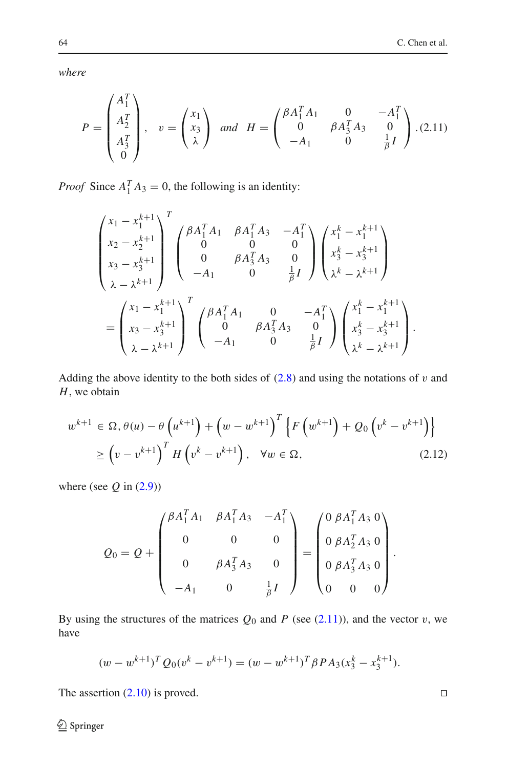*where*

$$P = \begin{pmatrix} A_1^T \\ A_2^T \\ A_3^T \\ 0 \end{pmatrix}, \quad v = \begin{pmatrix} x_1 \\ x_3 \\ \lambda \end{pmatrix} \quad \textit{and} \quad H = \begin{pmatrix} \beta A_1^T A_1 & 0 & -A_1^T \\ 0 & \beta A_3^T A_3 & 0 \\ -A_1 & 0 & \frac{1}{\beta} I \end{pmatrix}. \tag{2.11}$$

*Proof* Since $A_1^T A_3 = 0$, the following is an identity:

$$\begin{aligned} &\begin{pmatrix} x_1 - x_1^{k+1} \\ x_2 - x_2^{k+1} \\ x_3 - x_3^{k+1} \\ \lambda - \lambda^{k+1} \end{pmatrix}^T \begin{pmatrix} \beta A_1^T A_1 & \beta A_1^T A_3 & -A_1^T \\ 0 & 0 & 0 \\ 0 & \beta A_3^T A_3 & 0 \\ -A_1 & 0 & \frac{1}{\beta} I \end{pmatrix} \begin{pmatrix} x_1^k - x_1^{k+1} \\ x_3^k - x_3^{k+1} \\ \lambda^k - \lambda^{k+1} \end{pmatrix} \\ &= \begin{pmatrix} x_1 - x_1^{k+1} \\ x_3 - x_3^{k+1} \\ \lambda - \lambda^{k+1} \end{pmatrix}^T \begin{pmatrix} \beta A_1^T A_1 & 0 & -A_1^T \\ 0 & \beta A_3^T A_3 & 0 \\ -A_1 & 0 & \frac{1}{\beta} I \end{pmatrix} \begin{pmatrix} x_1^k - x_1^{k+1} \\ x_3^k - x_3^{k+1} \\ \lambda^k - \lambda^{k+1} \end{pmatrix}. \end{aligned}$$

Adding the above identity to the both sides of (2.8) and using the notations of $v$ and $H$, we obtain

$$\begin{aligned} w^{k+1} \in \Omega, \theta(u) - \theta\left(u^{k+1}\right) + \left(w - w^{k+1}\right)^T \left\{F\left(w^{k+1}\right) + Q_0\left(v^k - v^{k+1}\right)\right\} \\ \geq \left(v - v^{k+1}\right)^T H\left(v^k - v^{k+1}\right), \quad \forall w \in \Omega, \end{aligned} \tag{2.12}$$

where (see $Q$ in (2.9))

$$Q_0 = Q + \begin{pmatrix} \beta A_1^T A_1 & \beta A_1^T A_3 & -A_1^T \\ 0 & 0 & 0 \\ 0 & \beta A_3^T A_3 & 0 \\ -A_1 & 0 & \frac{1}{\beta} I \end{pmatrix} = \begin{pmatrix} 0 & \beta A_1^T A_3 & 0 \\ 0 & \beta A_2^T A_3 & 0 \\ 0 & \beta A_3^T A_3 & 0 \\ 0 & 0 & 0 \end{pmatrix}.$$

By using the structures of the matrices $Q_0$ and $P$ (see (2.11)), and the vector $v$, we have

$$(w - w^{k+1})^T Q_0 (v^k - v^{k+1}) = (w - w^{k+1})^T \beta P A_3 (x_3^k - x_3^{k+1}).$$

The assertion (2.10) is proved. $\square$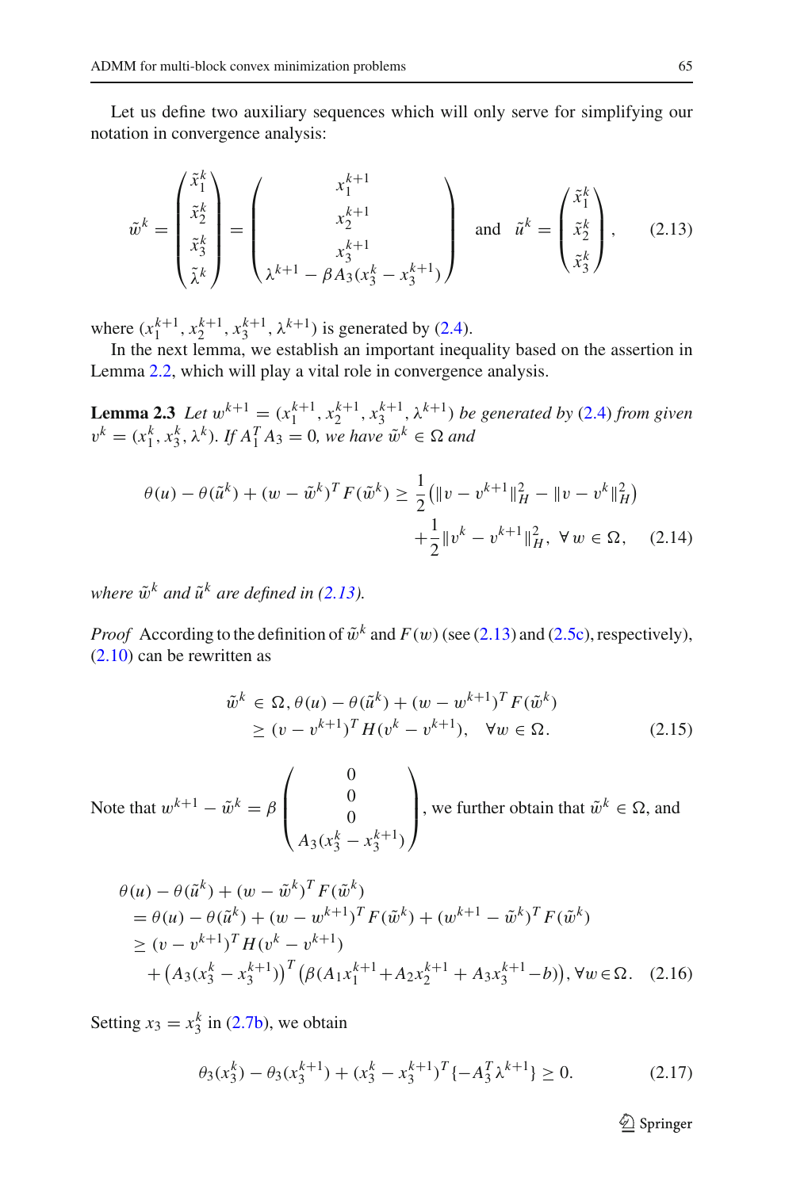Let us define two auxiliary sequences which will only serve for simplifying our notation in convergence analysis:

$$\tilde{w}^k = \begin{pmatrix} \tilde{x}_1^k \\ \tilde{x}_2^k \\ \tilde{x}_3^k \\ \tilde{\lambda}^k \end{pmatrix} = \begin{pmatrix} x_1^{k+1} \\ x_2^{k+1} \\ x_3^{k+1} \\ \lambda^{k+1} - \beta A_3(x_3^k - x_3^{k+1}) \end{pmatrix} \quad \text{and} \quad \tilde{u}^k = \begin{pmatrix} \tilde{x}_1^k \\ \tilde{x}_2^k \\ \tilde{x}_3^k \end{pmatrix}, \tag{2.13}$$

where $(x_1^{k+1}, x_2^{k+1}, x_3^{k+1}, \lambda^{k+1})$ is generated by (2.4).

In the next lemma, we establish an important inequality based on the assertion in Lemma 2.2, which will play a vital role in convergence analysis.

**Lemma 2.3** *Let $w^{k+1} = (x_1^{k+1}, x_2^{k+1}, x_3^{k+1}, \lambda^{k+1})$ be generated by (2.4) from given $v^k = (x_1^k, x_3^k, \lambda^k)$. If $A_1^T A_3 = 0$, we have $\tilde{w}^k \in \Omega$ and*

$$\theta(u) - \theta(\tilde{u}^k) + (w - \tilde{w}^k)^T F(\tilde{w}^k) \geq \frac{1}{2}\left(\|v - v^{k+1}\|_H^2 - \|v - v^k\|_H^2\right) + \frac{1}{2}\|v^k - v^{k+1}\|_H^2, \ \forall\, w \in \Omega, \tag{2.14}$$

*where $\tilde{w}^k$ and $\tilde{u}^k$ are defined in (2.13).*

*Proof* According to the definition of $\tilde{w}^k$ and $F(w)$ (see (2.13) and (2.5c), respectively), (2.10) can be rewritten as

$$\tilde{w}^k \in \Omega, \theta(u) - \theta(\tilde{u}^k) + (w - w^{k+1})^T F(\tilde{w}^k) \geq (v - v^{k+1})^T H(v^k - v^{k+1}), \quad \forall w \in \Omega. \tag{2.15}$$

Note that $w^{k+1} - \tilde{w}^k = \beta \begin{pmatrix} 0 \\ 0 \\ 0 \\ A_3(x_3^k - x_3^{k+1}) \end{pmatrix}$, we further obtain that $\tilde{w}^k \in \Omega$, and

$$\begin{aligned} &\theta(u) - \theta(\tilde{u}^k) + (w - \tilde{w}^k)^T F(\tilde{w}^k) \\ &= \theta(u) - \theta(\tilde{u}^k) + (w - w^{k+1})^T F(\tilde{w}^k) + (w^{k+1} - \tilde{w}^k)^T F(\tilde{w}^k) \\ &\geq (v - v^{k+1})^T H(v^k - v^{k+1}) \\ &\quad + \left(A_3(x_3^k - x_3^{k+1})\right)^T \left(\beta(A_1 x_1^{k+1} + A_2 x_2^{k+1} + A_3 x_3^{k+1} - b)\right), \forall w \in \Omega. \end{aligned} \tag{2.16}$$

Setting $x_3 = x_3^k$ in (2.7b), we obtain

$$\theta_3(x_3^k) - \theta_3(x_3^{k+1}) + (x_3^k - x_3^{k+1})^T \{-A_3^T \lambda^{k+1}\} \geq 0. \tag{2.17}$$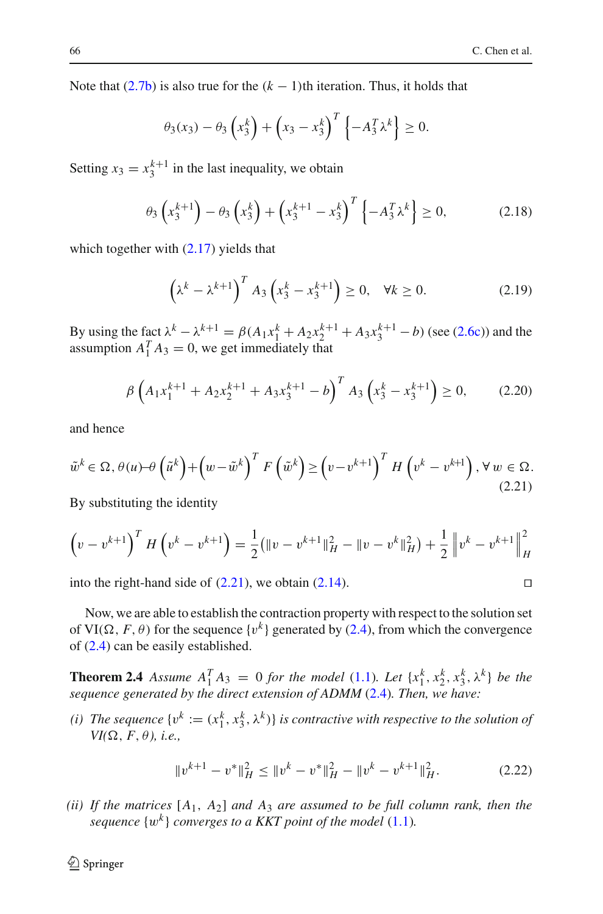Note that (2.7b) is also true for the $(k-1)$th iteration. Thus, it holds that

$$\theta_3(x_3) - \theta_3\left(x_3^k\right) + \left(x_3 - x_3^k\right)^T \left\{-A_3^T \lambda^k\right\} \geq 0.$$

Setting $x_3 = x_3^{k+1}$ in the last inequality, we obtain

$$\theta_3\left(x_3^{k+1}\right) - \theta_3\left(x_3^k\right) + \left(x_3^{k+1} - x_3^k\right)^T \left\{-A_3^T \lambda^k\right\} \geq 0, \tag{2.18}$$

which together with (2.17) yields that

$$\left(\lambda^k - \lambda^{k+1}\right)^T A_3 \left(x_3^k - x_3^{k+1}\right) \geq 0, \quad \forall k \geq 0. \tag{2.19}$$

By using the fact $\lambda^k - \lambda^{k+1} = \beta(A_1 x_1^k + A_2 x_2^{k+1} + A_3 x_3^{k+1} - b)$ (see (2.6c)) and the assumption $A_1^T A_3 = 0$, we get immediately that

$$\beta\left(A_1 x_1^{k+1} + A_2 x_2^{k+1} + A_3 x_3^{k+1} - b\right)^T A_3 \left(x_3^k - x_3^{k+1}\right) \geq 0, \tag{2.20}$$

and hence

$$\tilde{w}^k \in \Omega, \theta(u) - \theta\left(\tilde{u}^k\right) + \left(w - \tilde{w}^k\right)^T F\left(\tilde{w}^k\right) \geq \left(v - v^{k+1}\right)^T H\left(v^k - v^{k+1}\right), \forall\, w \in \Omega. \tag{2.21}$$

By substituting the identity

$$\left(v - v^{k+1}\right)^T H\left(v^k - v^{k+1}\right) = \frac{1}{2}(\|v - v^{k+1}\|_H^2 - \|v - v^k\|_H^2) + \frac{1}{2}\left\|v^k - v^{k+1}\right\|_H^2$$

into the right-hand side of (2.21), we obtain (2.14). $\square$

Now, we are able to establish the contraction property with respect to the solution set of VI$(\Omega, F, \theta)$ for the sequence $\{v^k\}$ generated by (2.4), from which the convergence of (2.4) can be easily established.

**Theorem 2.4** *Assume $A_1^T A_3 = 0$ for the model (1.1). Let $\{x_1^k, x_2^k, x_3^k, \lambda^k\}$ be the sequence generated by the direct extension of ADMM (2.4). Then, we have:*

*(i) The sequence $\{v^k := (x_1^k, x_3^k, \lambda^k)\}$ is contractive with respective to the solution of VI$(\Omega, F, \theta)$, i.e.,*

$$\|v^{k+1} - v^*\|_H^2 \leq \|v^k - v^*\|_H^2 - \|v^k - v^{k+1}\|_H^2. \tag{2.22}$$

*(ii) If the matrices $[A_1, A_2]$ and $A_3$ are assumed to be full column rank, then the sequence $\{w^k\}$ converges to a KKT point of the model (1.1).*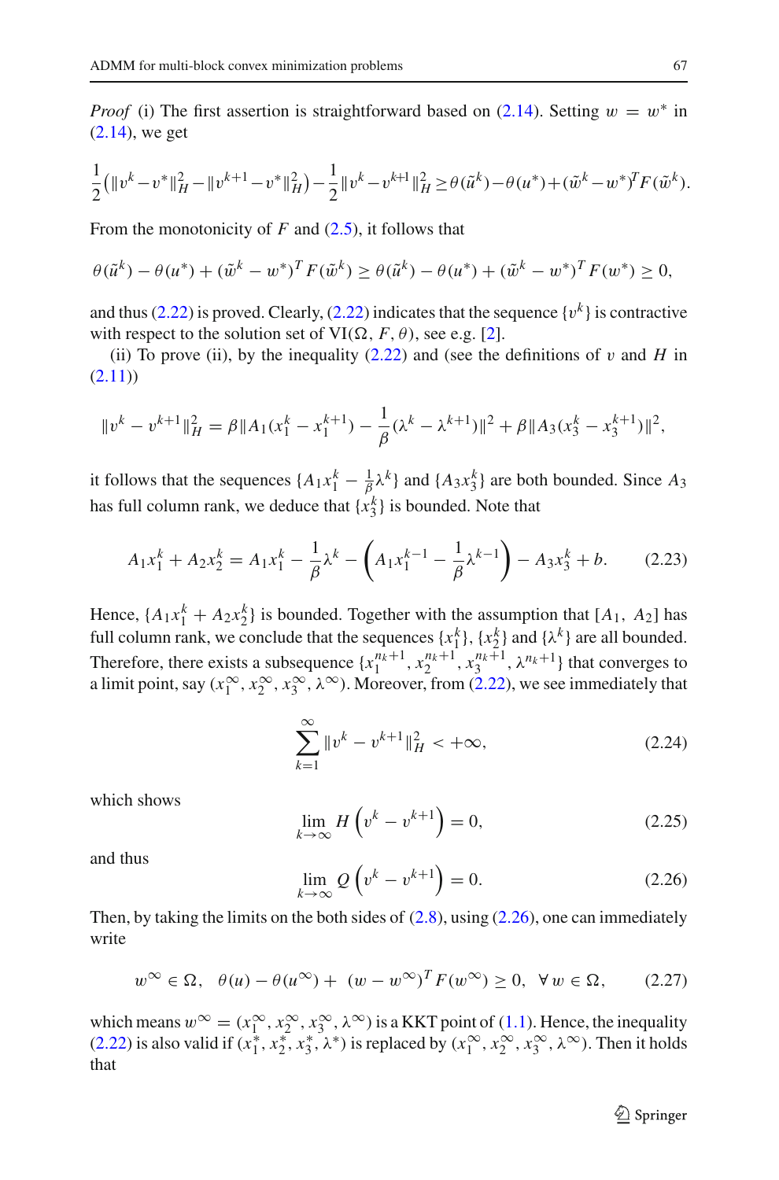*Proof* (i) The first assertion is straightforward based on (2.14). Setting $w = w^*$ in (2.14), we get

$$\frac{1}{2}\left(\|v^k - v^*\|_H^2 - \|v^{k+1} - v^*\|_H^2\right) - \frac{1}{2}\|v^k - v^{k+1}\|_H^2 \ge \theta(\tilde{u}^k) - \theta(u^*) + (\tilde{w}^k - w^*)^T F(\tilde{w}^k).$$

From the monotonicity of $F$ and (2.5), it follows that

$$\theta(\tilde{u}^k) - \theta(u^*) + (\tilde{w}^k - w^*)^T F(\tilde{w}^k) \ge \theta(\tilde{u}^k) - \theta(u^*) + (\tilde{w}^k - w^*)^T F(w^*) \ge 0,$$

and thus (2.22) is proved. Clearly, (2.22) indicates that the sequence $\{v^k\}$ is contractive with respect to the solution set of VI$(\Omega, F, \theta)$, see e.g. [2].

(ii) To prove (ii), by the inequality (2.22) and (see the definitions of $v$ and $H$ in (2.11))

$$\|v^k - v^{k+1}\|_H^2 = \beta\|A_1(x_1^k - x_1^{k+1}) - \frac{1}{\beta}(\lambda^k - \lambda^{k+1})\|^2 + \beta\|A_3(x_3^k - x_3^{k+1})\|^2,$$

it follows that the sequences $\{A_1 x_1^k - \frac{1}{\beta}\lambda^k\}$ and $\{A_3 x_3^k\}$ are both bounded. Since $A_3$ has full column rank, we deduce that $\{x_3^k\}$ is bounded. Note that

$$A_1 x_1^k + A_2 x_2^k = A_1 x_1^k - \frac{1}{\beta}\lambda^k - \left(A_1 x_1^{k-1} - \frac{1}{\beta}\lambda^{k-1}\right) - A_3 x_3^k + b. \tag{2.23}$$

Hence, $\{A_1 x_1^k + A_2 x_2^k\}$ is bounded. Together with the assumption that $[A_1, A_2]$ has full column rank, we conclude that the sequences $\{x_1^k\}$, $\{x_2^k\}$ and $\{\lambda^k\}$ are all bounded. Therefore, there exists a subsequence $\{x_1^{n_k+1}, x_2^{n_k+1}, x_3^{n_k+1}, \lambda^{n_k+1}\}$ that converges to a limit point, say $(x_1^\infty, x_2^\infty, x_3^\infty, \lambda^\infty)$. Moreover, from (2.22), we see immediately that

$$\sum_{k=1}^{\infty} \|v^k - v^{k+1}\|_H^2 < +\infty, \tag{2.24}$$

which shows

$$\lim_{k\to\infty} H\left(v^k - v^{k+1}\right) = 0, \tag{2.25}$$

and thus

$$\lim_{k\to\infty} Q\left(v^k - v^{k+1}\right) = 0. \tag{2.26}$$

Then, by taking the limits on the both sides of (2.8), using (2.26), one can immediately write

$$w^\infty \in \Omega, \quad \theta(u) - \theta(u^\infty) + (w - w^\infty)^T F(w^\infty) \ge 0, \quad \forall\, w \in \Omega, \tag{2.27}$$

which means $w^\infty = (x_1^\infty, x_2^\infty, x_3^\infty, \lambda^\infty)$ is a KKT point of (1.1). Hence, the inequality (2.22) is also valid if $(x_1^*, x_2^*, x_3^*, \lambda^*)$ is replaced by $(x_1^\infty, x_2^\infty, x_3^\infty, \lambda^\infty)$. Then it holds that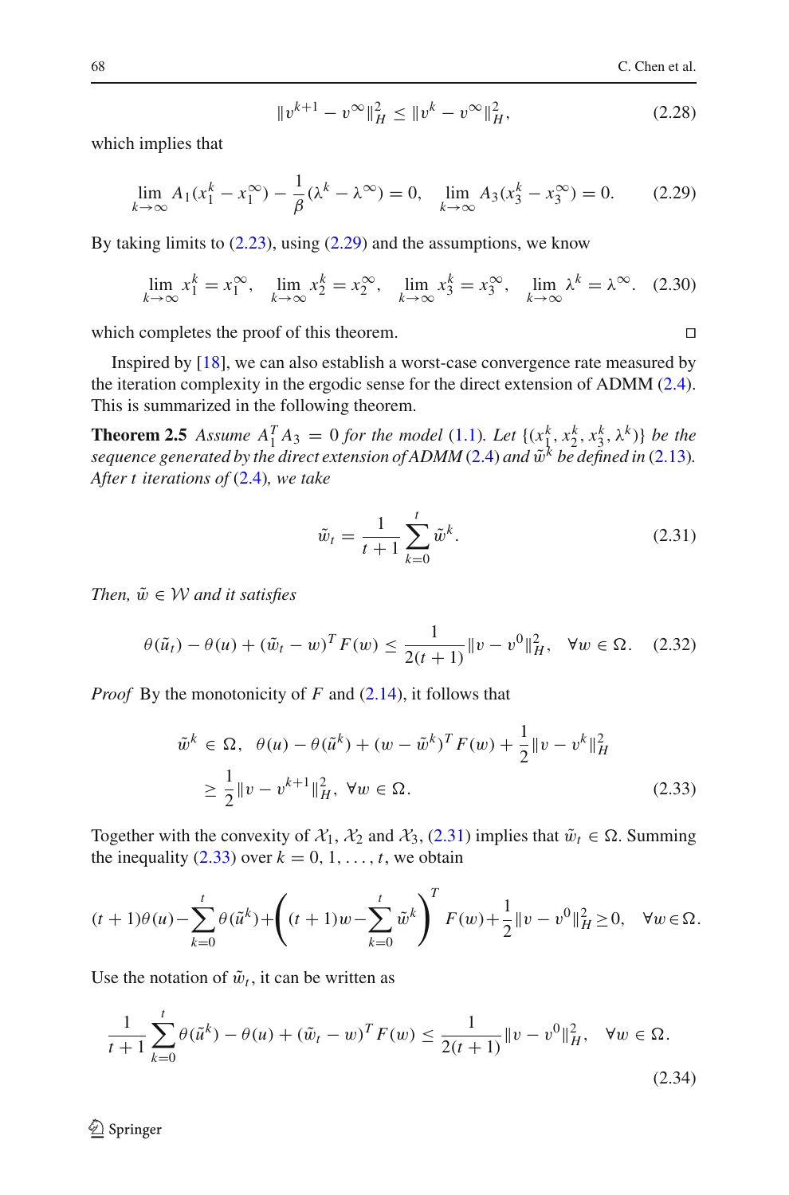$$\|v^{k+1} - v^{\infty}\|_H^2 \leq \|v^k - v^{\infty}\|_H^2, \tag{2.28}$$

which implies that

$$\lim_{k\to\infty} A_1(x_1^k - x_1^{\infty}) - \frac{1}{\beta}(\lambda^k - \lambda^{\infty}) = 0, \quad \lim_{k\to\infty} A_3(x_3^k - x_3^{\infty}) = 0. \tag{2.29}$$

By taking limits to (2.23), using (2.29) and the assumptions, we know

$$\lim_{k\to\infty} x_1^k = x_1^{\infty}, \quad \lim_{k\to\infty} x_2^k = x_2^{\infty}, \quad \lim_{k\to\infty} x_3^k = x_3^{\infty}, \quad \lim_{k\to\infty} \lambda^k = \lambda^{\infty}. \tag{2.30}$$

which completes the proof of this theorem. □

Inspired by [18], we can also establish a worst-case convergence rate measured by the iteration complexity in the ergodic sense for the direct extension of ADMM (2.4). This is summarized in the following theorem.

**Theorem 2.5** *Assume $A_1^T A_3 = 0$ for the model (1.1). Let $\{(x_1^k, x_2^k, x_3^k, \lambda^k)\}$ be the sequence generated by the direct extension of ADMM (2.4) and $\tilde{w}^k$ be defined in (2.13). After $t$ iterations of (2.4), we take*

$$\tilde{w}_t = \frac{1}{t+1}\sum_{k=0}^{t} \tilde{w}^k. \tag{2.31}$$

*Then, $\tilde{w} \in \mathcal{W}$ and it satisfies*

$$\theta(\tilde{u}_t) - \theta(u) + (\tilde{w}_t - w)^T F(w) \leq \frac{1}{2(t+1)}\|v - v^0\|_H^2, \quad \forall w \in \Omega. \tag{2.32}$$

*Proof* By the monotonicity of $F$ and (2.14), it follows that

$$\begin{aligned} &\tilde{w}^k \in \Omega, \quad \theta(u) - \theta(\tilde{u}^k) + (w - \tilde{w}^k)^T F(w) + \frac{1}{2}\|v - v^k\|_H^2 \\ &\geq \frac{1}{2}\|v - v^{k+1}\|_H^2, \quad \forall w \in \Omega. \end{aligned} \tag{2.33}$$

Together with the convexity of $\mathcal{X}_1$, $\mathcal{X}_2$ and $\mathcal{X}_3$, (2.31) implies that $\tilde{w}_t \in \Omega$. Summing the inequality (2.33) over $k = 0, 1, \ldots, t$, we obtain

$$(t+1)\theta(u) - \sum_{k=0}^{t}\theta(\tilde{u}^k) + \left((t+1)w - \sum_{k=0}^{t}\tilde{w}^k\right)^T F(w) + \frac{1}{2}\|v - v^0\|_H^2 \geq 0, \quad \forall w \in \Omega.$$

Use the notation of $\tilde{w}_t$, it can be written as

$$\frac{1}{t+1}\sum_{k=0}^{t}\theta(\tilde{u}^k) - \theta(u) + (\tilde{w}_t - w)^T F(w) \leq \frac{1}{2(t+1)}\|v - v^0\|_H^2, \quad \forall w \in \Omega. \tag{2.34}$$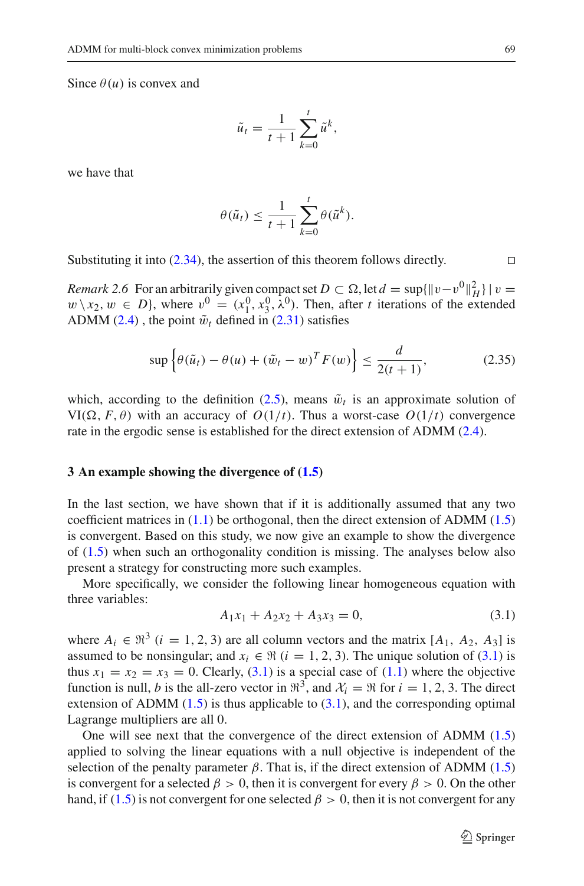Since $\theta(u)$ is convex and

$$\tilde{u}_t = \frac{1}{t+1}\sum_{k=0}^{t} \tilde{u}^k,$$

we have that

$$\theta(\tilde{u}_t) \leq \frac{1}{t+1}\sum_{k=0}^{t} \theta(\tilde{u}^k).$$

Substituting it into (2.34), the assertion of this theorem follows directly. □

*Remark 2.6* For an arbitrarily given compact set $D \subset \Omega$, let $d = \sup\{\|v - v^0\|_H^2\} \mid v = w \setminus x_2, w \in D\}$, where $v^0 = (x_1^0, x_3^0, \lambda^0)$. Then, after $t$ iterations of the extended ADMM (2.4), the point $\tilde{w}_t$ defined in (2.31) satisfies

$$\sup\left\{\theta(\tilde{u}_t) - \theta(u) + (\tilde{w}_t - w)^T F(w)\right\} \leq \frac{d}{2(t+1)}, \tag{2.35}$$

which, according to the definition (2.5), means $\tilde{w}_t$ is an approximate solution of $\text{VI}(\Omega, F, \theta)$ with an accuracy of $O(1/t)$. Thus a worst-case $O(1/t)$ convergence rate in the ergodic sense is established for the direct extension of ADMM (2.4).

## 3 An example showing the divergence of (1.5)

In the last section, we have shown that if it is additionally assumed that any two coefficient matrices in (1.1) be orthogonal, then the direct extension of ADMM (1.5) is convergent. Based on this study, we now give an example to show the divergence of (1.5) when such an orthogonality condition is missing. The analyses below also present a strategy for constructing more such examples.

More specifically, we consider the following linear homogeneous equation with three variables:

$$A_1 x_1 + A_2 x_2 + A_3 x_3 = 0, \tag{3.1}$$

where $A_i \in \Re^3$ $(i = 1, 2, 3)$ are all column vectors and the matrix $[A_1, A_2, A_3]$ is assumed to be nonsingular; and $x_i \in \Re$ $(i = 1, 2, 3)$. The unique solution of (3.1) is thus $x_1 = x_2 = x_3 = 0$. Clearly, (3.1) is a special case of (1.1) where the objective function is null, $b$ is the all-zero vector in $\Re^3$, and $\mathcal{X}_i = \Re$ for $i = 1, 2, 3$. The direct extension of ADMM (1.5) is thus applicable to (3.1), and the corresponding optimal Lagrange multipliers are all 0.

One will see next that the convergence of the direct extension of ADMM (1.5) applied to solving the linear equations with a null objective is independent of the selection of the penalty parameter $\beta$. That is, if the direct extension of ADMM (1.5) is convergent for a selected $\beta > 0$, then it is convergent for every $\beta > 0$. On the other hand, if (1.5) is not convergent for one selected $\beta > 0$, then it is not convergent for any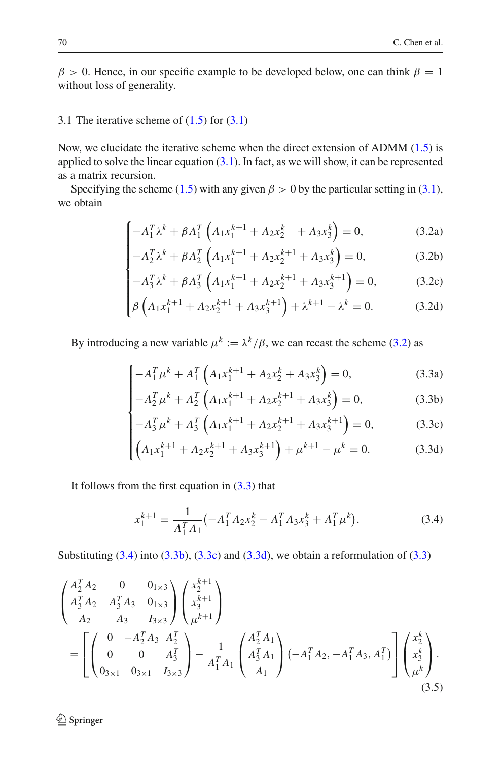$\beta > 0$. Hence, in our specific example to be developed below, one can think $\beta = 1$ without loss of generality.

### 3.1 The iterative scheme of (1.5) for (3.1)

Now, we elucidate the iterative scheme when the direct extension of ADMM (1.5) is applied to solve the linear equation (3.1). In fact, as we will show, it can be represented as a matrix recursion.

Specifying the scheme (1.5) with any given $\beta > 0$ by the particular setting in (3.1), we obtain

$$
\begin{cases}
-A_1^T\lambda^k + \beta A_1^T\left(A_1x_1^{k+1} + A_2x_2^k \quad + A_3x_3^k\right) = 0, & \text{(3.2a)}\\
-A_2^T\lambda^k + \beta A_2^T\left(A_1x_1^{k+1} + A_2x_2^{k+1} + A_3x_3^k\right) = 0, & \text{(3.2b)}\\
-A_3^T\lambda^k + \beta A_3^T\left(A_1x_1^{k+1} + A_2x_2^{k+1} + A_3x_3^{k+1}\right) = 0, & \text{(3.2c)}\\
\beta\left(A_1x_1^{k+1} + A_2x_2^{k+1} + A_3x_3^{k+1}\right) + \lambda^{k+1} - \lambda^k = 0. & \text{(3.2d)}
\end{cases}
$$

By introducing a new variable $\mu^k := \lambda^k/\beta$, we can recast the scheme (3.2) as

$$
\begin{cases}
-A_1^T\mu^k + A_1^T\left(A_1x_1^{k+1} + A_2x_2^k + A_3x_3^k\right) = 0, & \text{(3.3a)}\\
-A_2^T\mu^k + A_2^T\left(A_1x_1^{k+1} + A_2x_2^{k+1} + A_3x_3^k\right) = 0, & \text{(3.3b)}\\
-A_3^T\mu^k + A_3^T\left(A_1x_1^{k+1} + A_2x_2^{k+1} + A_3x_3^{k+1}\right) = 0, & \text{(3.3c)}\\
\left(A_1x_1^{k+1} + A_2x_2^{k+1} + A_3x_3^{k+1}\right) + \mu^{k+1} - \mu^k = 0. & \text{(3.3d)}
\end{cases}
$$

It follows from the first equation in (3.3) that

$$
x_1^{k+1} = \frac{1}{A_1^TA_1}\left(-A_1^TA_2x_2^k - A_1^TA_3x_3^k + A_1^T\mu^k\right). \tag{3.4}
$$

Substituting (3.4) into (3.3b), (3.3c) and (3.3d), we obtain a reformulation of (3.3)

$$
\begin{pmatrix}
A_2^TA_2 & 0 & 0_{1\times 3}\\
A_3^TA_2 & A_3^TA_3 & 0_{1\times 3}\\
A_2 & A_3 & I_{3\times 3}
\end{pmatrix}
\begin{pmatrix}
x_2^{k+1}\\ x_3^{k+1}\\ \mu^{k+1}
\end{pmatrix}
= \left[\begin{pmatrix}
0 & -A_2^TA_3 & A_2^T\\
0 & 0 & A_3^T\\
0_{3\times 1} & 0_{3\times 1} & I_{3\times 3}
\end{pmatrix} - \frac{1}{A_1^TA_1}\begin{pmatrix}
A_2^TA_1\\ A_3^TA_1\\ A_1
\end{pmatrix}\left(-A_1^TA_2, -A_1^TA_3, A_1^T\right)\right]
\begin{pmatrix}
x_2^k\\ x_3^k\\ \mu^k
\end{pmatrix}. \tag{3.5}
$$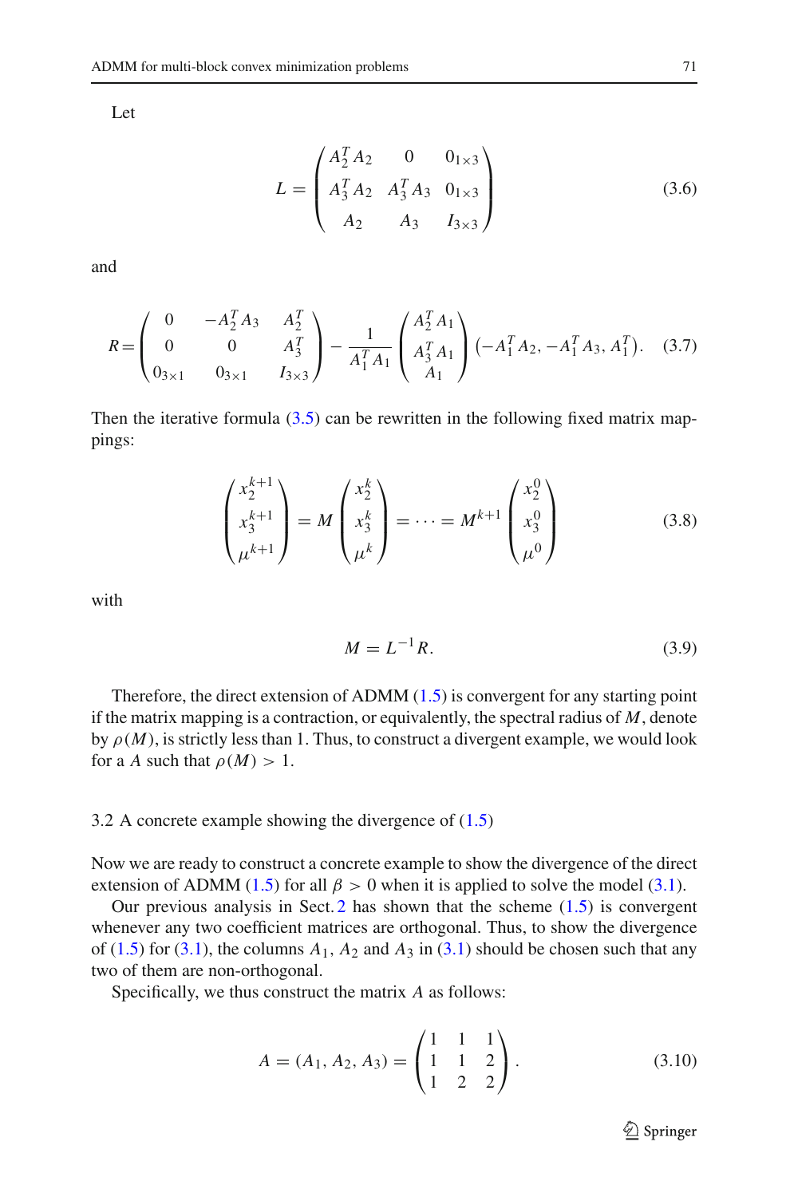Let

$$
L = \begin{pmatrix} A_2^T A_2 & 0 & 0_{1\times 3} \\ A_3^T A_2 & A_3^T A_3 & 0_{1\times 3} \\ A_2 & A_3 & I_{3\times 3} \end{pmatrix} \tag{3.6}
$$

and

$$
R = \begin{pmatrix} 0 & -A_2^T A_3 & A_2^T \\ 0 & 0 & A_3^T \\ 0_{3\times 1} & 0_{3\times 1} & I_{3\times 3} \end{pmatrix} - \frac{1}{A_1^T A_1} \begin{pmatrix} A_2^T A_1 \\ A_3^T A_1 \\ A_1 \end{pmatrix} \left( -A_1^T A_2, -A_1^T A_3, A_1^T \right). \tag{3.7}
$$

Then the iterative formula (3.5) can be rewritten in the following fixed matrix mappings:

$$
\begin{pmatrix} x_2^{k+1} \\ x_3^{k+1} \\ \mu^{k+1} \end{pmatrix} = M \begin{pmatrix} x_2^{k} \\ x_3^{k} \\ \mu^{k} \end{pmatrix} = \cdots = M^{k+1} \begin{pmatrix} x_2^{0} \\ x_3^{0} \\ \mu^{0} \end{pmatrix} \tag{3.8}
$$

with

$$
M = L^{-1} R. \tag{3.9}
$$

Therefore, the direct extension of ADMM (1.5) is convergent for any starting point if the matrix mapping is a contraction, or equivalently, the spectral radius of $M$, denote by $\rho(M)$, is strictly less than 1. Thus, to construct a divergent example, we would look for a $A$ such that $\rho(M) > 1$.

### 3.2 A concrete example showing the divergence of (1.5)

Now we are ready to construct a concrete example to show the divergence of the direct extension of ADMM (1.5) for all $\beta > 0$ when it is applied to solve the model (3.1).

Our previous analysis in Sect. 2 has shown that the scheme (1.5) is convergent whenever any two coefficient matrices are orthogonal. Thus, to show the divergence of (1.5) for (3.1), the columns $A_1$, $A_2$ and $A_3$ in (3.1) should be chosen such that any two of them are non-orthogonal.

Specifically, we thus construct the matrix $A$ as follows:

$$
A = (A_1, A_2, A_3) = \begin{pmatrix} 1 & 1 & 1 \\ 1 & 1 & 2 \\ 1 & 2 & 2 \end{pmatrix}. \tag{3.10}
$$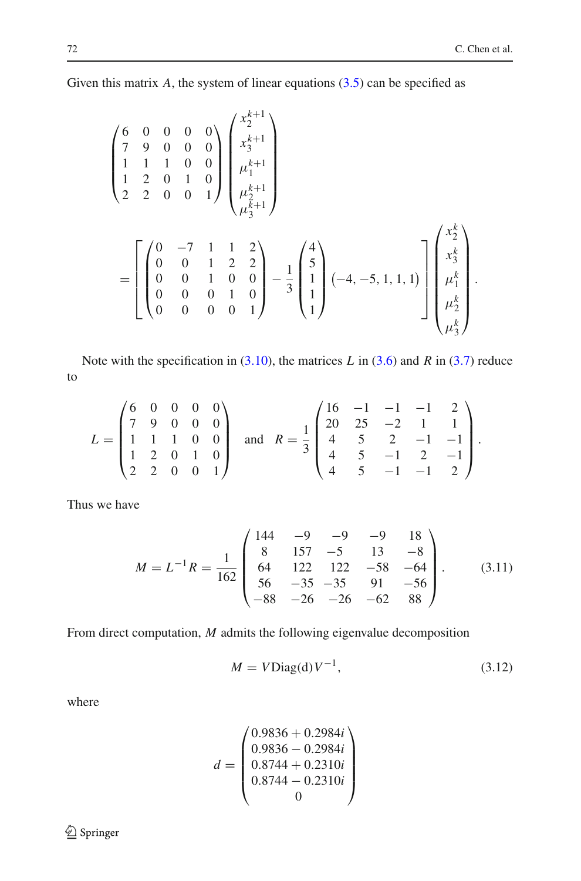Given this matrix $A$, the system of linear equations (3.5) can be specified as

$$
\begin{pmatrix} 6 & 0 & 0 & 0 & 0 \\ 7 & 9 & 0 & 0 & 0 \\ 1 & 1 & 1 & 0 & 0 \\ 1 & 2 & 0 & 1 & 0 \\ 2 & 2 & 0 & 0 & 1 \end{pmatrix} \begin{pmatrix} x_2^{k+1} \\ x_3^{k+1} \\ \mu_1^{k+1} \\ \mu_2^{k+1} \\ \mu_3^{k+1} \end{pmatrix}
$$

$$
= \left[ \begin{pmatrix} 0 & -7 & 1 & 1 & 2 \\ 0 & 0 & 1 & 2 & 2 \\ 0 & 0 & 1 & 0 & 0 \\ 0 & 0 & 0 & 1 & 0 \\ 0 & 0 & 0 & 0 & 1 \end{pmatrix} - \frac{1}{3} \begin{pmatrix} 4 \\ 5 \\ 1 \\ 1 \\ 1 \end{pmatrix} \begin{pmatrix} -4, -5, 1, 1, 1 \end{pmatrix} \right] \begin{pmatrix} x_2^{k} \\ x_3^{k} \\ \mu_1^{k} \\ \mu_2^{k} \\ \mu_3^{k} \end{pmatrix}.
$$

Note with the specification in (3.10), the matrices $L$ in (3.6) and $R$ in (3.7) reduce to

$$
L = \begin{pmatrix} 6 & 0 & 0 & 0 & 0 \\ 7 & 9 & 0 & 0 & 0 \\ 1 & 1 & 1 & 0 & 0 \\ 1 & 2 & 0 & 1 & 0 \\ 2 & 2 & 0 & 0 & 1 \end{pmatrix} \quad \text{and} \quad R = \frac{1}{3} \begin{pmatrix} 16 & -1 & -1 & -1 & 2 \\ 20 & 25 & -2 & 1 & 1 \\ 4 & 5 & 2 & -1 & -1 \\ 4 & 5 & -1 & 2 & -1 \\ 4 & 5 & -1 & -1 & 2 \end{pmatrix}.
$$

Thus we have

$$
M = L^{-1} R = \frac{1}{162} \begin{pmatrix} 144 & -9 & -9 & -9 & 18 \\ 8 & 157 & -5 & 13 & -8 \\ 64 & 122 & 122 & -58 & -64 \\ 56 & -35 & -35 & 91 & -56 \\ -88 & -26 & -26 & -62 & 88 \end{pmatrix}. \tag{3.11}
$$

From direct computation, $M$ admits the following eigenvalue decomposition

$$
M = V \text{Diag}(\text{d}) V^{-1}, \tag{3.12}
$$

where

$$
d = \begin{pmatrix} 0.9836 + 0.2984i \\ 0.9836 - 0.2984i \\ 0.8744 + 0.2310i \\ 0.8744 - 0.2310i \\ 0 \end{pmatrix}
$$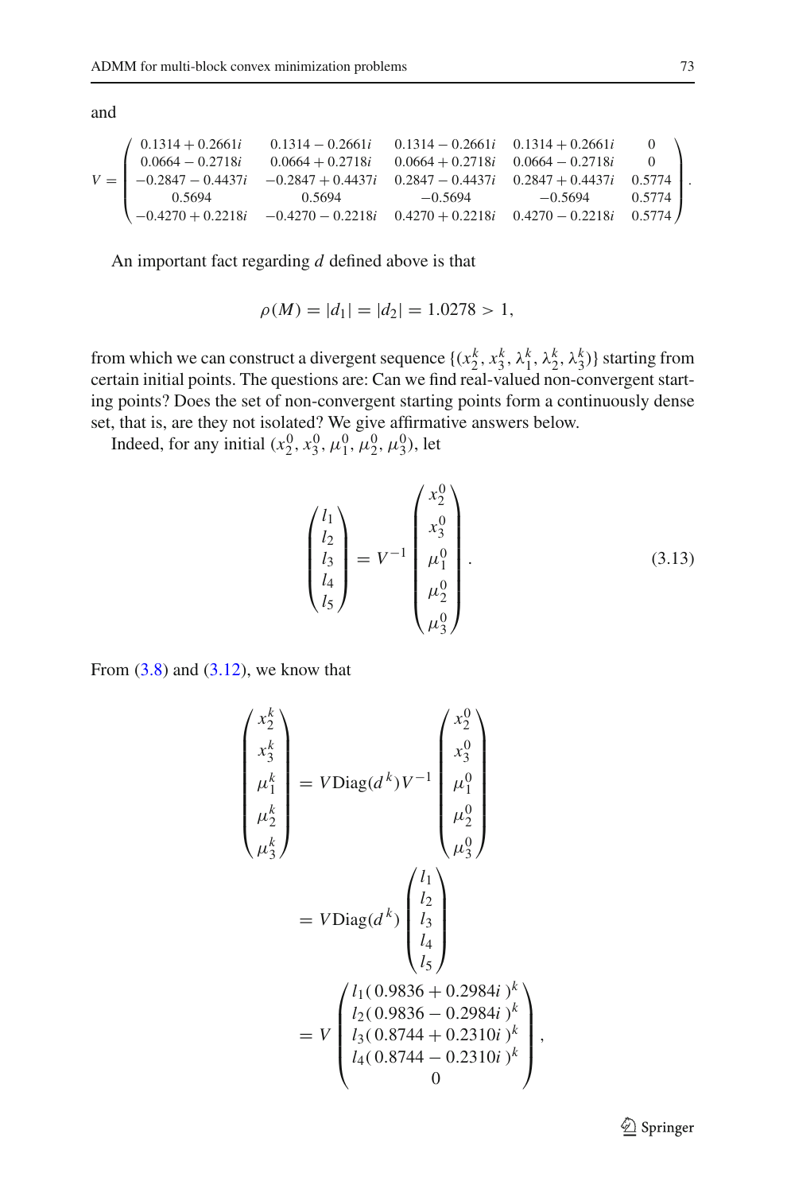and

$$V = \begin{pmatrix} 0.1314 + 0.2661i & 0.1314 - 0.2661i & 0.1314 - 0.2661i & 0.1314 + 0.2661i & 0 \\ 0.0664 - 0.2718i & 0.0664 + 0.2718i & 0.0664 + 0.2718i & 0.0664 - 0.2718i & 0 \\ -0.2847 - 0.4437i & -0.2847 + 0.4437i & 0.2847 - 0.4437i & 0.2847 + 0.4437i & 0.5774 \\ 0.5694 & 0.5694 & -0.5694 & -0.5694 & 0.5774 \\ -0.4270 + 0.2218i & -0.4270 - 0.2218i & 0.4270 + 0.2218i & 0.4270 - 0.2218i & 0.5774 \end{pmatrix}.$$

An important fact regarding $d$ defined above is that

$$\rho(M) = |d_1| = |d_2| = 1.0278 > 1,$$

from which we can construct a divergent sequence $\{(x_2^k, x_3^k, \lambda_1^k, \lambda_2^k, \lambda_3^k)\}$ starting from certain initial points. The questions are: Can we find real-valued non-convergent starting points? Does the set of non-convergent starting points form a continuously dense set, that is, are they not isolated? We give affirmative answers below.

Indeed, for any initial $(x_2^0, x_3^0, \mu_1^0, \mu_2^0, \mu_3^0)$, let

$$\begin{pmatrix} l_1 \\ l_2 \\ l_3 \\ l_4 \\ l_5 \end{pmatrix} = V^{-1} \begin{pmatrix} x_2^0 \\ x_3^0 \\ \mu_1^0 \\ \mu_2^0 \\ \mu_3^0 \end{pmatrix}. \tag{3.13}$$

From (3.8) and (3.12), we know that

$$\begin{pmatrix} x_2^k \\ x_3^k \\ \mu_1^k \\ \mu_2^k \\ \mu_3^k \end{pmatrix} = V \mathrm{Diag}(d^k) V^{-1} \begin{pmatrix} x_2^0 \\ x_3^0 \\ \mu_1^0 \\ \mu_2^0 \\ \mu_3^0 \end{pmatrix}$$

$$= V \mathrm{Diag}(d^k) \begin{pmatrix} l_1 \\ l_2 \\ l_3 \\ l_4 \\ l_5 \end{pmatrix}$$

$$= V \begin{pmatrix} l_1 (0.9836 + 0.2984i)^k \\ l_2 (0.9836 - 0.2984i)^k \\ l_3 (0.8744 + 0.2310i)^k \\ l_4 (0.8744 - 0.2310i)^k \\ 0 \end{pmatrix},$$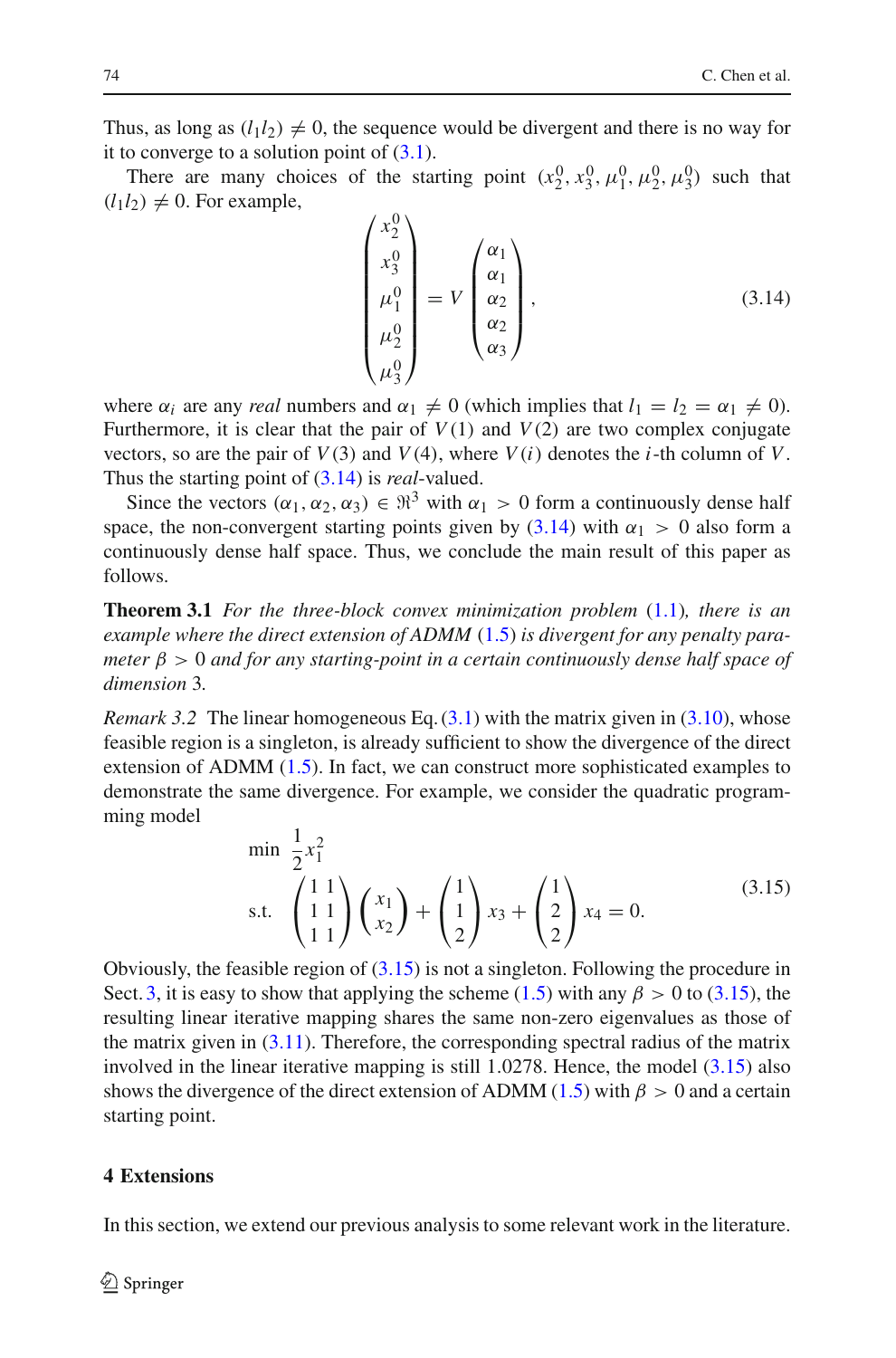Thus, as long as $(l_1 l_2) \neq 0$, the sequence would be divergent and there is no way for it to converge to a solution point of (3.1).

There are many choices of the starting point $(x_2^0, x_3^0, \mu_1^0, \mu_2^0, \mu_3^0)$ such that $(l_1 l_2) \neq 0$. For example,

$$
\begin{pmatrix} x_2^0 \\ x_3^0 \\ \mu_1^0 \\ \mu_2^0 \\ \mu_3^0 \end{pmatrix} = V \begin{pmatrix} \alpha_1 \\ \alpha_1 \\ \alpha_2 \\ \alpha_2 \\ \alpha_3 \end{pmatrix}, \tag{3.14}
$$

where $\alpha_i$ are any *real* numbers and $\alpha_1 \neq 0$ (which implies that $l_1 = l_2 = \alpha_1 \neq 0$). Furthermore, it is clear that the pair of $V(1)$ and $V(2)$ are two complex conjugate vectors, so are the pair of $V(3)$ and $V(4)$, where $V(i)$ denotes the $i$-th column of $V$. Thus the starting point of (3.14) is *real*-valued.

Since the vectors $(\alpha_1, \alpha_2, \alpha_3) \in \Re^3$ with $\alpha_1 > 0$ form a continuously dense half space, the non-convergent starting points given by (3.14) with $\alpha_1 > 0$ also form a continuously dense half space. Thus, we conclude the main result of this paper as follows.

**Theorem 3.1** *For the three-block convex minimization problem* (1.1)*, there is an example where the direct extension of ADMM* (1.5) *is divergent for any penalty parameter* $\beta > 0$ *and for any starting-point in a certain continuously dense half space of dimension* 3*.*

*Remark 3.2* The linear homogeneous Eq. (3.1) with the matrix given in (3.10), whose feasible region is a singleton, is already sufficient to show the divergence of the direct extension of ADMM (1.5). In fact, we can construct more sophisticated examples to demonstrate the same divergence. For example, we consider the quadratic programming model

$$
\begin{aligned}
&\min \ \frac{1}{2} x_1^2 \\
&\text{s.t.} \ \begin{pmatrix} 1 & 1 \\ 1 & 1 \\ 1 & 1 \end{pmatrix} \begin{pmatrix} x_1 \\ x_2 \end{pmatrix} + \begin{pmatrix} 1 \\ 1 \\ 2 \end{pmatrix} x_3 + \begin{pmatrix} 1 \\ 2 \\ 2 \end{pmatrix} x_4 = 0.
\end{aligned} \tag{3.15}
$$

Obviously, the feasible region of (3.15) is not a singleton. Following the procedure in Sect. 3, it is easy to show that applying the scheme (1.5) with any $\beta > 0$ to (3.15), the resulting linear iterative mapping shares the same non-zero eigenvalues as those of the matrix given in (3.11). Therefore, the corresponding spectral radius of the matrix involved in the linear iterative mapping is still 1.0278. Hence, the model (3.15) also shows the divergence of the direct extension of ADMM (1.5) with $\beta > 0$ and a certain starting point.

## 4 Extensions

In this section, we extend our previous analysis to some relevant work in the literature.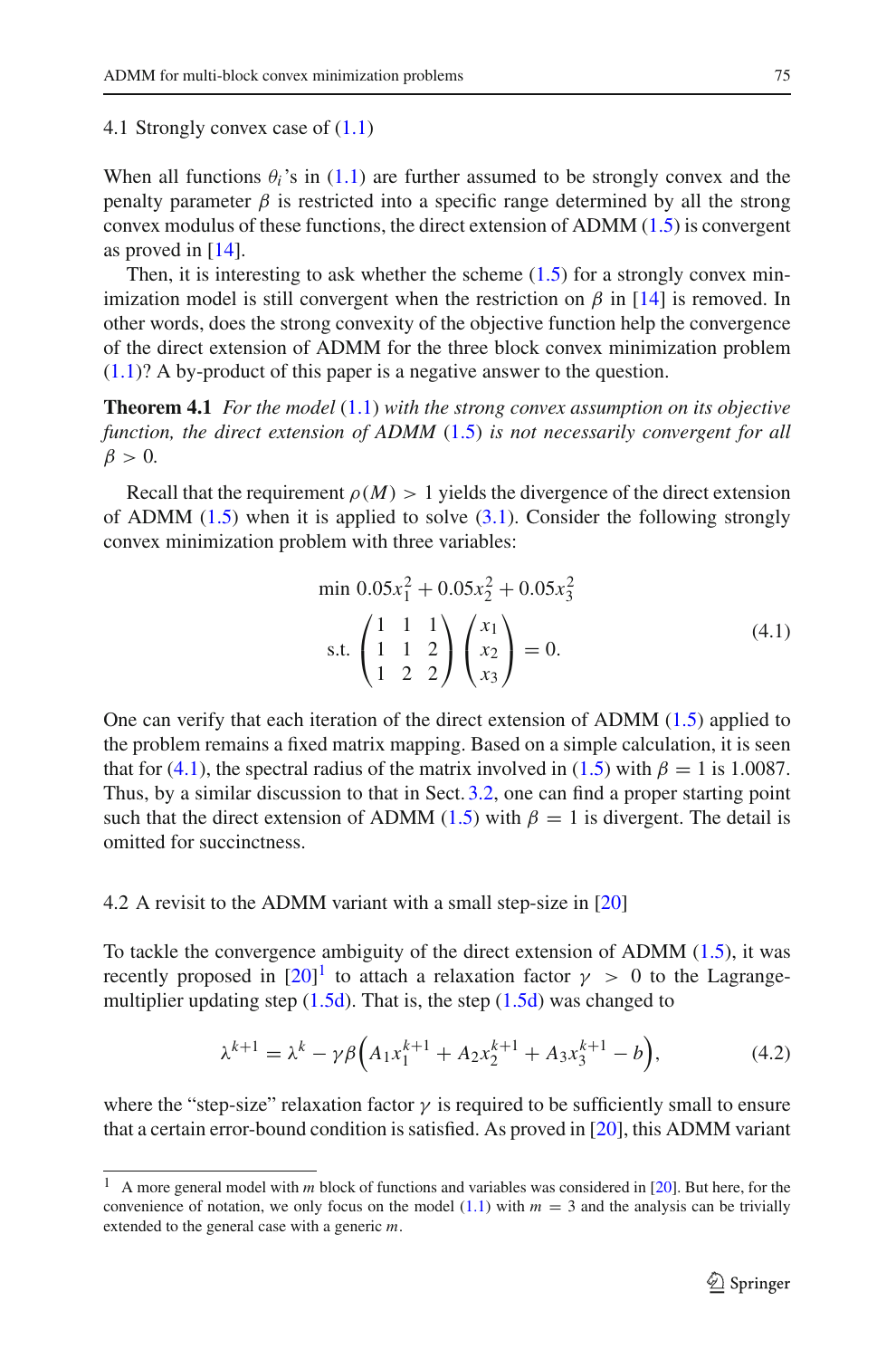### 4.1 Strongly convex case of (1.1)

When all functions $\theta_i$'s in (1.1) are further assumed to be strongly convex and the penalty parameter $\beta$ is restricted into a specific range determined by all the strong convex modulus of these functions, the direct extension of ADMM (1.5) is convergent as proved in [14].

Then, it is interesting to ask whether the scheme (1.5) for a strongly convex minimization model is still convergent when the restriction on $\beta$ in [14] is removed. In other words, does the strong convexity of the objective function help the convergence of the direct extension of ADMM for the three block convex minimization problem (1.1)? A by-product of this paper is a negative answer to the question.

**Theorem 4.1** *For the model* (1.1) *with the strong convex assumption on its objective function, the direct extension of ADMM* (1.5) *is not necessarily convergent for all* $\beta > 0$.

Recall that the requirement $\rho(M) > 1$ yields the divergence of the direct extension of ADMM (1.5) when it is applied to solve (3.1). Consider the following strongly convex minimization problem with three variables:

$$
\begin{aligned}
&\min\ 0.05x_1^2 + 0.05x_2^2 + 0.05x_3^2 \\
&\text{s.t.} \begin{pmatrix} 1 & 1 & 1 \\ 1 & 1 & 2 \\ 1 & 2 & 2 \end{pmatrix} \begin{pmatrix} x_1 \\ x_2 \\ x_3 \end{pmatrix} = 0.
\end{aligned}
\tag{4.1}
$$

One can verify that each iteration of the direct extension of ADMM (1.5) applied to the problem remains a fixed matrix mapping. Based on a simple calculation, it is seen that for (4.1), the spectral radius of the matrix involved in (1.5) with $\beta = 1$ is 1.0087. Thus, by a similar discussion to that in Sect. 3.2, one can find a proper starting point such that the direct extension of ADMM (1.5) with $\beta = 1$ is divergent. The detail is omitted for succinctness.

### 4.2 A revisit to the ADMM variant with a small step-size in [20]

To tackle the convergence ambiguity of the direct extension of ADMM (1.5), it was recently proposed in [20][1] to attach a relaxation factor $\gamma > 0$ to the Lagrange-multiplier updating step (1.5d). That is, the step (1.5d) was changed to

$$
\lambda^{k+1} = \lambda^k - \gamma\beta\Big(A_1x_1^{k+1} + A_2x_2^{k+1} + A_3x_3^{k+1} - b\Big),
\tag{4.2}
$$

where the "step-size" relaxation factor $\gamma$ is required to be sufficiently small to ensure that a certain error-bound condition is satisfied. As proved in [20], this ADMM variant

[1] A more general model with $m$ block of functions and variables was considered in [20]. But here, for the convenience of notation, we only focus on the model (1.1) with $m = 3$ and the analysis can be trivially extended to the general case with a generic $m$.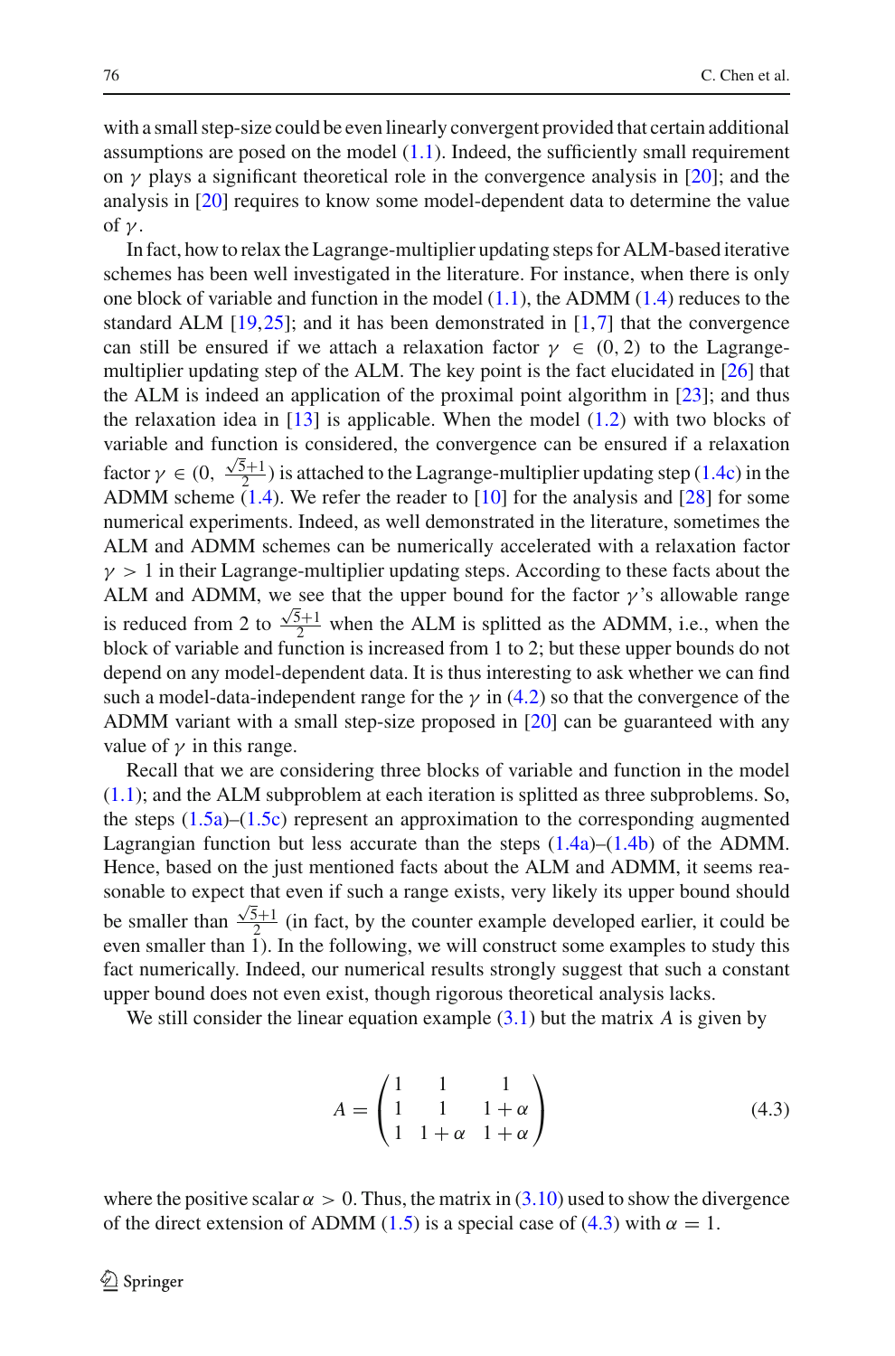with a small step-size could be even linearly convergent provided that certain additional assumptions are posed on the model (1.1). Indeed, the sufficiently small requirement on $\gamma$ plays a significant theoretical role in the convergence analysis in [20]; and the analysis in [20] requires to know some model-dependent data to determine the value of $\gamma$.

In fact, how to relax the Lagrange-multiplier updating steps for ALM-based iterative schemes has been well investigated in the literature. For instance, when there is only one block of variable and function in the model (1.1), the ADMM (1.4) reduces to the standard ALM [19,25]; and it has been demonstrated in [1,7] that the convergence can still be ensured if we attach a relaxation factor $\gamma \in (0, 2)$ to the Lagrange-multiplier updating step of the ALM. The key point is the fact elucidated in [26] that the ALM is indeed an application of the proximal point algorithm in [23]; and thus the relaxation idea in [13] is applicable. When the model (1.2) with two blocks of variable and function is considered, the convergence can be ensured if a relaxation factor $\gamma \in (0, \frac{\sqrt{5}+1}{2})$ is attached to the Lagrange-multiplier updating step (1.4c) in the ADMM scheme (1.4). We refer the reader to [10] for the analysis and [28] for some numerical experiments. Indeed, as well demonstrated in the literature, sometimes the ALM and ADMM schemes can be numerically accelerated with a relaxation factor $\gamma > 1$ in their Lagrange-multiplier updating steps. According to these facts about the ALM and ADMM, we see that the upper bound for the factor $\gamma$'s allowable range is reduced from 2 to $\frac{\sqrt{5}+1}{2}$ when the ALM is splitted as the ADMM, i.e., when the block of variable and function is increased from 1 to 2; but these upper bounds do not depend on any model-dependent data. It is thus interesting to ask whether we can find such a model-data-independent range for the $\gamma$ in (4.2) so that the convergence of the ADMM variant with a small step-size proposed in [20] can be guaranteed with any value of $\gamma$ in this range.

Recall that we are considering three blocks of variable and function in the model (1.1); and the ALM subproblem at each iteration is splitted as three subproblems. So, the steps (1.5a)–(1.5c) represent an approximation to the corresponding augmented Lagrangian function but less accurate than the steps (1.4a)–(1.4b) of the ADMM. Hence, based on the just mentioned facts about the ALM and ADMM, it seems reasonable to expect that even if such a range exists, very likely its upper bound should be smaller than $\frac{\sqrt{5}+1}{2}$ (in fact, by the counter example developed earlier, it could be even smaller than 1). In the following, we will construct some examples to study this fact numerically. Indeed, our numerical results strongly suggest that such a constant upper bound does not even exist, though rigorous theoretical analysis lacks.

We still consider the linear equation example (3.1) but the matrix $A$ is given by

$$
A = \begin{pmatrix} 1 & 1 & 1 \\ 1 & 1 & 1+\alpha \\ 1 & 1+\alpha & 1+\alpha \end{pmatrix} \tag{4.3}
$$

where the positive scalar $\alpha > 0$. Thus, the matrix in (3.10) used to show the divergence of the direct extension of ADMM (1.5) is a special case of (4.3) with $\alpha = 1$.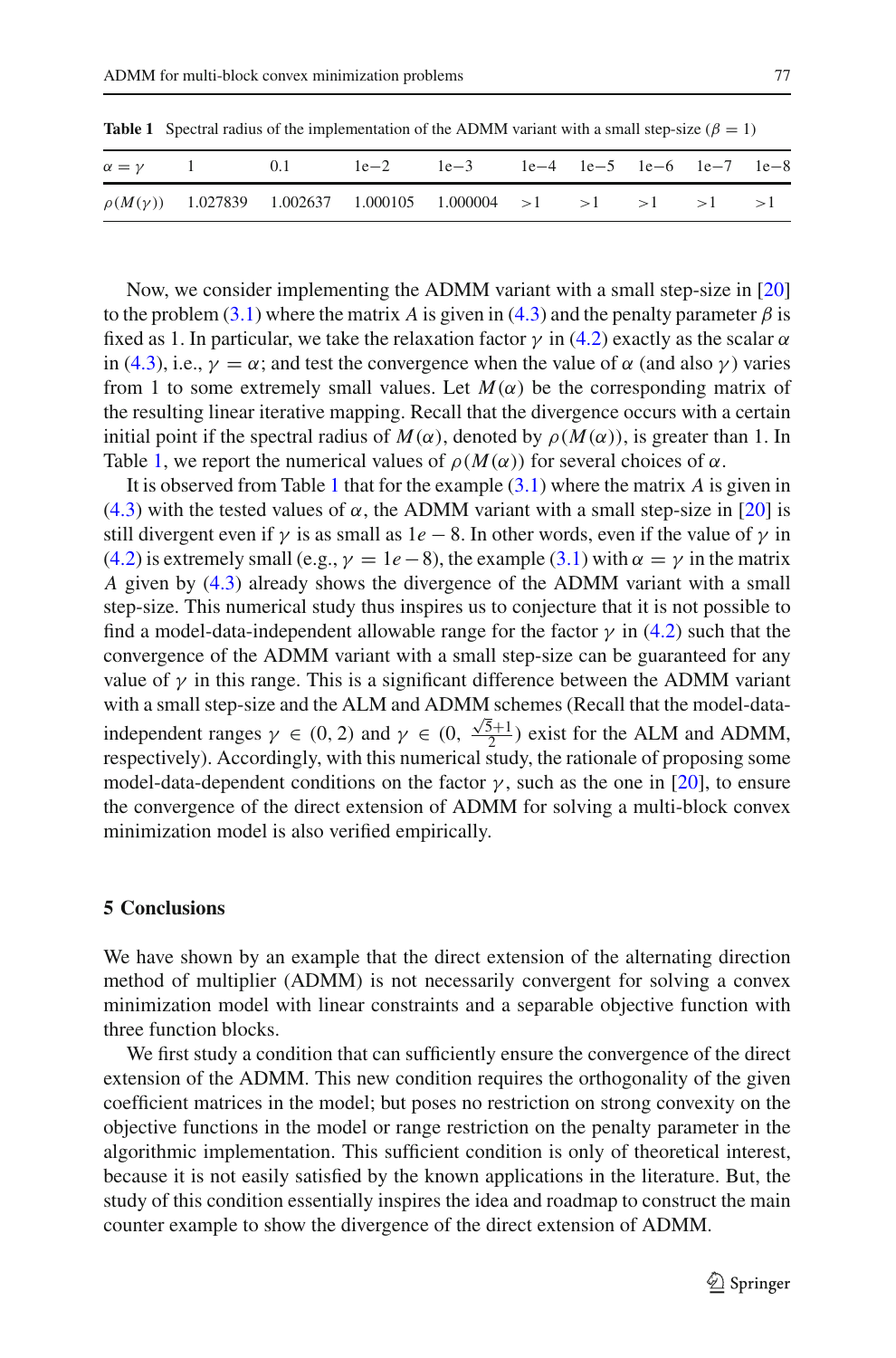**Table 1** Spectral radius of the implementation of the ADMM variant with a small step-size ($\beta = 1$)

| $\alpha = \gamma$ | 1 | 0.1 | 1e−2 | 1e−3 | 1e−4 | 1e−5 | 1e−6 | 1e−7 | 1e−8 |
|---|---|---|---|---|---|---|---|---|---|
| $\rho(M(\gamma))$ | 1.027839 | 1.002637 | 1.000105 | 1.000004 | >1 | >1 | >1 | >1 | >1 |

Now, we consider implementing the ADMM variant with a small step-size in [20] to the problem (3.1) where the matrix $A$ is given in (4.3) and the penalty parameter $\beta$ is fixed as 1. In particular, we take the relaxation factor $\gamma$ in (4.2) exactly as the scalar $\alpha$ in (4.3), i.e., $\gamma = \alpha$; and test the convergence when the value of $\alpha$ (and also $\gamma$) varies from 1 to some extremely small values. Let $M(\alpha)$ be the corresponding matrix of the resulting linear iterative mapping. Recall that the divergence occurs with a certain initial point if the spectral radius of $M(\alpha)$, denoted by $\rho(M(\alpha))$, is greater than 1. In Table 1, we report the numerical values of $\rho(M(\alpha))$ for several choices of $\alpha$.

It is observed from Table 1 that for the example (3.1) where the matrix $A$ is given in (4.3) with the tested values of $\alpha$, the ADMM variant with a small step-size in [20] is still divergent even if $\gamma$ is as small as $1e-8$. In other words, even if the value of $\gamma$ in (4.2) is extremely small (e.g., $\gamma = 1e-8$), the example (3.1) with $\alpha = \gamma$ in the matrix $A$ given by (4.3) already shows the divergence of the ADMM variant with a small step-size. This numerical study thus inspires us to conjecture that it is not possible to find a model-data-independent allowable range for the factor $\gamma$ in (4.2) such that the convergence of the ADMM variant with a small step-size can be guaranteed for any value of $\gamma$ in this range. This is a significant difference between the ADMM variant with a small step-size and the ALM and ADMM schemes (Recall that the model-data-independent ranges $\gamma \in (0, 2)$ and $\gamma \in (0, \frac{\sqrt{5}+1}{2})$ exist for the ALM and ADMM, respectively). Accordingly, with this numerical study, the rationale of proposing some model-data-dependent conditions on the factor $\gamma$, such as the one in [20], to ensure the convergence of the direct extension of ADMM for solving a multi-block convex minimization model is also verified empirically.

## 5 Conclusions

We have shown by an example that the direct extension of the alternating direction method of multiplier (ADMM) is not necessarily convergent for solving a convex minimization model with linear constraints and a separable objective function with three function blocks.

We first study a condition that can sufficiently ensure the convergence of the direct extension of the ADMM. This new condition requires the orthogonality of the given coefficient matrices in the model; but poses no restriction on strong convexity on the objective functions in the model or range restriction on the penalty parameter in the algorithmic implementation. This sufficient condition is only of theoretical interest, because it is not easily satisfied by the known applications in the literature. But, the study of this condition essentially inspires the idea and roadmap to construct the main counter example to show the divergence of the direct extension of ADMM.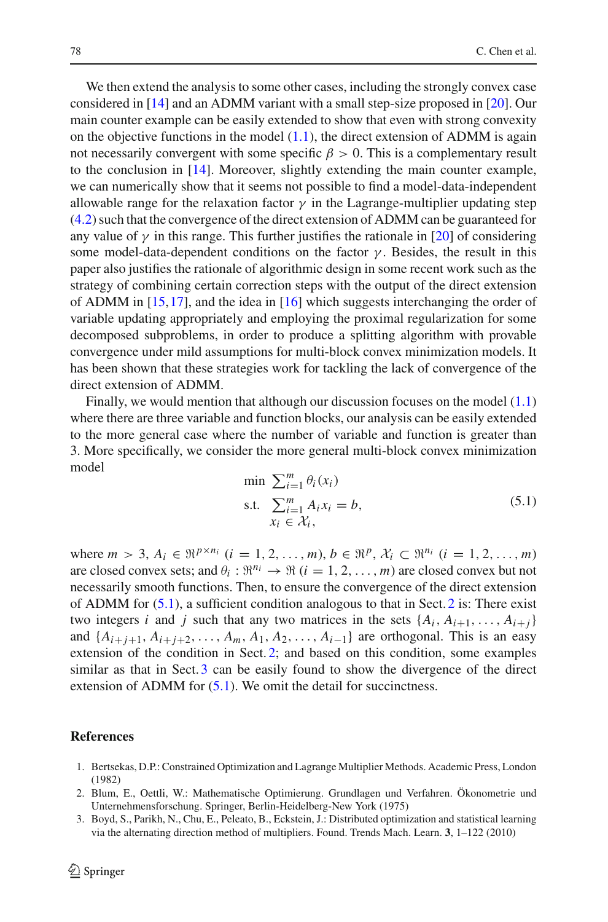We then extend the analysis to some other cases, including the strongly convex case considered in [14] and an ADMM variant with a small step-size proposed in [20]. Our main counter example can be easily extended to show that even with strong convexity on the objective functions in the model (1.1), the direct extension of ADMM is again not necessarily convergent with some specific $\beta > 0$. This is a complementary result to the conclusion in [14]. Moreover, slightly extending the main counter example, we can numerically show that it seems not possible to find a model-data-independent allowable range for the relaxation factor $\gamma$ in the Lagrange-multiplier updating step (4.2) such that the convergence of the direct extension of ADMM can be guaranteed for any value of $\gamma$ in this range. This further justifies the rationale in [20] of considering some model-data-dependent conditions on the factor $\gamma$. Besides, the result in this paper also justifies the rationale of algorithmic design in some recent work such as the strategy of combining certain correction steps with the output of the direct extension of ADMM in [15,17], and the idea in [16] which suggests interchanging the order of variable updating appropriately and employing the proximal regularization for some decomposed subproblems, in order to produce a splitting algorithm with provable convergence under mild assumptions for multi-block convex minimization models. It has been shown that these strategies work for tackling the lack of convergence of the direct extension of ADMM.

Finally, we would mention that although our discussion focuses on the model (1.1) where there are three variable and function blocks, our analysis can be easily extended to the more general case where the number of variable and function is greater than 3. More specifically, we consider the more general multi-block convex minimization model

$$
\begin{array}{ll}
\min & \sum_{i=1}^{m} \theta_i(x_i) \\
\text{s.t.} & \sum_{i=1}^{m} A_i x_i = b, \\
& x_i \in \mathcal{X}_i,
\end{array}
\tag{5.1}
$$

where $m > 3$, $A_i \in \Re^{p \times n_i}$ $(i = 1, 2, \ldots, m)$, $b \in \Re^p$, $\mathcal{X}_i \subset \Re^{n_i}$ $(i = 1, 2, \ldots, m)$ are closed convex sets; and $\theta_i : \Re^{n_i} \to \Re$ $(i = 1, 2, \ldots, m)$ are closed convex but not necessarily smooth functions. Then, to ensure the convergence of the direct extension of ADMM for (5.1), a sufficient condition analogous to that in Sect. 2 is: There exist two integers $i$ and $j$ such that any two matrices in the sets $\{A_i, A_{i+1}, \ldots, A_{i+j}\}$ and $\{A_{i+j+1}, A_{i+j+2}, \ldots, A_m, A_1, A_2, \ldots, A_{i-1}\}$ are orthogonal. This is an easy extension of the condition in Sect. 2; and based on this condition, some examples similar as that in Sect. 3 can be easily found to show the divergence of the direct extension of ADMM for (5.1). We omit the detail for succinctness.

## References

1. Bertsekas, D.P.: Constrained Optimization and Lagrange Multiplier Methods. Academic Press, London (1982)
2. Blum, E., Oettli, W.: Mathematische Optimierung. Grundlagen und Verfahren. Ökonometrie und Unternehmensforschung. Springer, Berlin-Heidelberg-New York (1975)
3. Boyd, S., Parikh, N., Chu, E., Peleato, B., Eckstein, J.: Distributed optimization and statistical learning via the alternating direction method of multipliers. Found. Trends Mach. Learn. **3**, 1–122 (2010)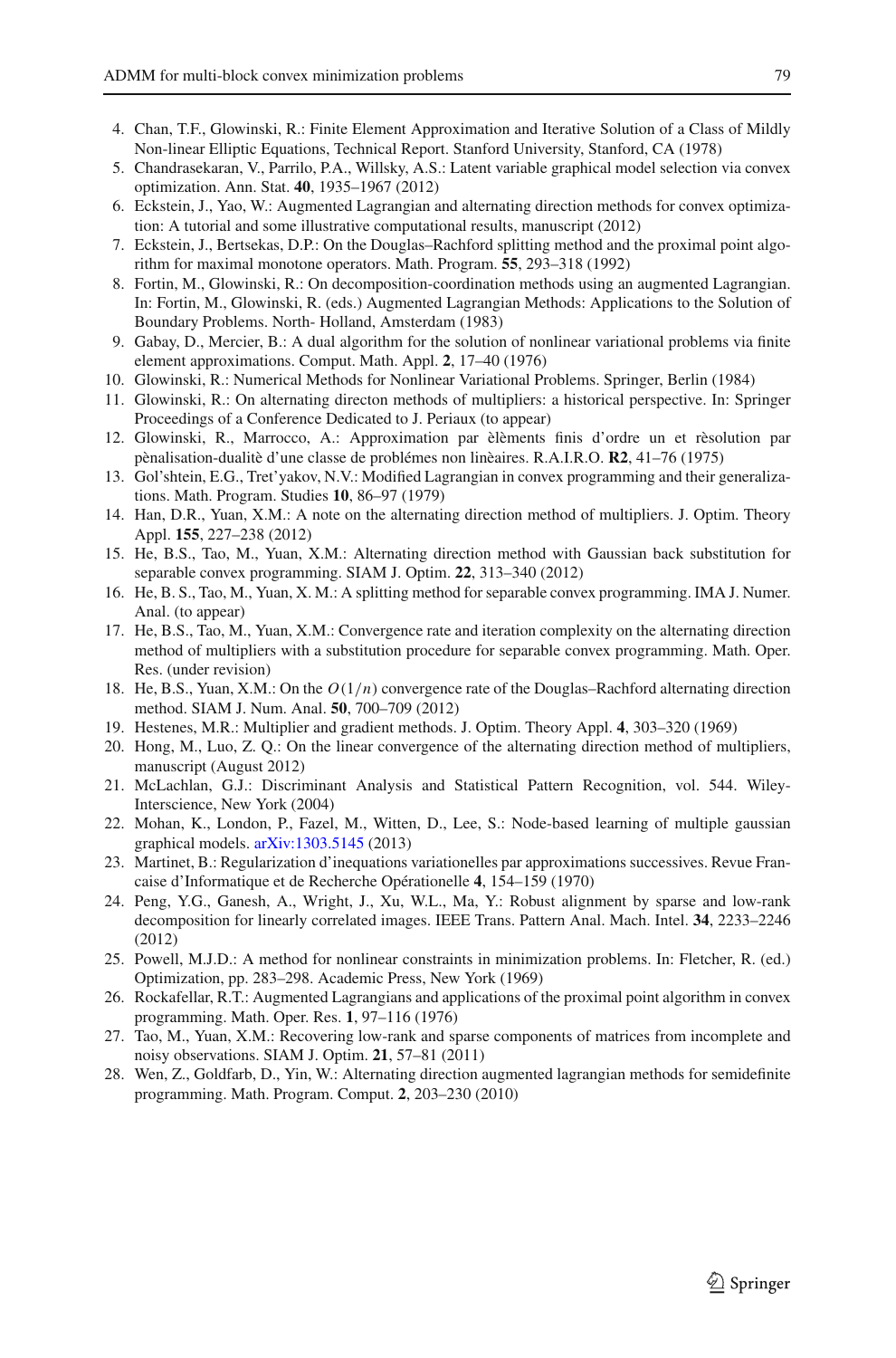4. Chan, T.F., Glowinski, R.: Finite Element Approximation and Iterative Solution of a Class of Mildly Non-linear Elliptic Equations, Technical Report. Stanford University, Stanford, CA (1978)
5. Chandrasekaran, V., Parrilo, P.A., Willsky, A.S.: Latent variable graphical model selection via convex optimization. Ann. Stat. **40**, 1935–1967 (2012)
6. Eckstein, J., Yao, W.: Augmented Lagrangian and alternating direction methods for convex optimization: A tutorial and some illustrative computational results, manuscript (2012)
7. Eckstein, J., Bertsekas, D.P.: On the Douglas–Rachford splitting method and the proximal point algorithm for maximal monotone operators. Math. Program. **55**, 293–318 (1992)
8. Fortin, M., Glowinski, R.: On decomposition-coordination methods using an augmented Lagrangian. In: Fortin, M., Glowinski, R. (eds.) Augmented Lagrangian Methods: Applications to the Solution of Boundary Problems. North- Holland, Amsterdam (1983)
9. Gabay, D., Mercier, B.: A dual algorithm for the solution of nonlinear variational problems via finite element approximations. Comput. Math. Appl. **2**, 17–40 (1976)
10. Glowinski, R.: Numerical Methods for Nonlinear Variational Problems. Springer, Berlin (1984)
11. Glowinski, R.: On alternating directon methods of multipliers: a historical perspective. In: Springer Proceedings of a Conference Dedicated to J. Periaux (to appear)
12. Glowinski, R., Marrocco, A.: Approximation par èlèments finis d'ordre un et rèsolution par pènalisation-dualitè d'une classe de problémes non linèaires. R.A.I.R.O. **R2**, 41–76 (1975)
13. Gol'shtein, E.G., Tret'yakov, N.V.: Modified Lagrangian in convex programming and their generalizations. Math. Program. Studies **10**, 86–97 (1979)
14. Han, D.R., Yuan, X.M.: A note on the alternating direction method of multipliers. J. Optim. Theory Appl. **155**, 227–238 (2012)
15. He, B.S., Tao, M., Yuan, X.M.: Alternating direction method with Gaussian back substitution for separable convex programming. SIAM J. Optim. **22**, 313–340 (2012)
16. He, B. S., Tao, M., Yuan, X. M.: A splitting method for separable convex programming. IMA J. Numer. Anal. (to appear)
17. He, B.S., Tao, M., Yuan, X.M.: Convergence rate and iteration complexity on the alternating direction method of multipliers with a substitution procedure for separable convex programming. Math. Oper. Res. (under revision)
18. He, B.S., Yuan, X.M.: On the $O(1/n)$ convergence rate of the Douglas–Rachford alternating direction method. SIAM J. Num. Anal. **50**, 700–709 (2012)
19. Hestenes, M.R.: Multiplier and gradient methods. J. Optim. Theory Appl. **4**, 303–320 (1969)
20. Hong, M., Luo, Z. Q.: On the linear convergence of the alternating direction method of multipliers, manuscript (August 2012)
21. McLachlan, G.J.: Discriminant Analysis and Statistical Pattern Recognition, vol. 544. Wiley-Interscience, New York (2004)
22. Mohan, K., London, P., Fazel, M., Witten, D., Lee, S.: Node-based learning of multiple gaussian graphical models. arXiv:1303.5145 (2013)
23. Martinet, B.: Regularization d'inequations variationelles par approximations successives. Revue Francaise d'Informatique et de Recherche Opérationelle **4**, 154–159 (1970)
24. Peng, Y.G., Ganesh, A., Wright, J., Xu, W.L., Ma, Y.: Robust alignment by sparse and low-rank decomposition for linearly correlated images. IEEE Trans. Pattern Anal. Mach. Intel. **34**, 2233–2246 (2012)
25. Powell, M.J.D.: A method for nonlinear constraints in minimization problems. In: Fletcher, R. (ed.) Optimization, pp. 283–298. Academic Press, New York (1969)
26. Rockafellar, R.T.: Augmented Lagrangians and applications of the proximal point algorithm in convex programming. Math. Oper. Res. **1**, 97–116 (1976)
27. Tao, M., Yuan, X.M.: Recovering low-rank and sparse components of matrices from incomplete and noisy observations. SIAM J. Optim. **21**, 57–81 (2011)
28. Wen, Z., Goldfarb, D., Yin, W.: Alternating direction augmented lagrangian methods for semidefinite programming. Math. Program. Comput. **2**, 203–230 (2010)